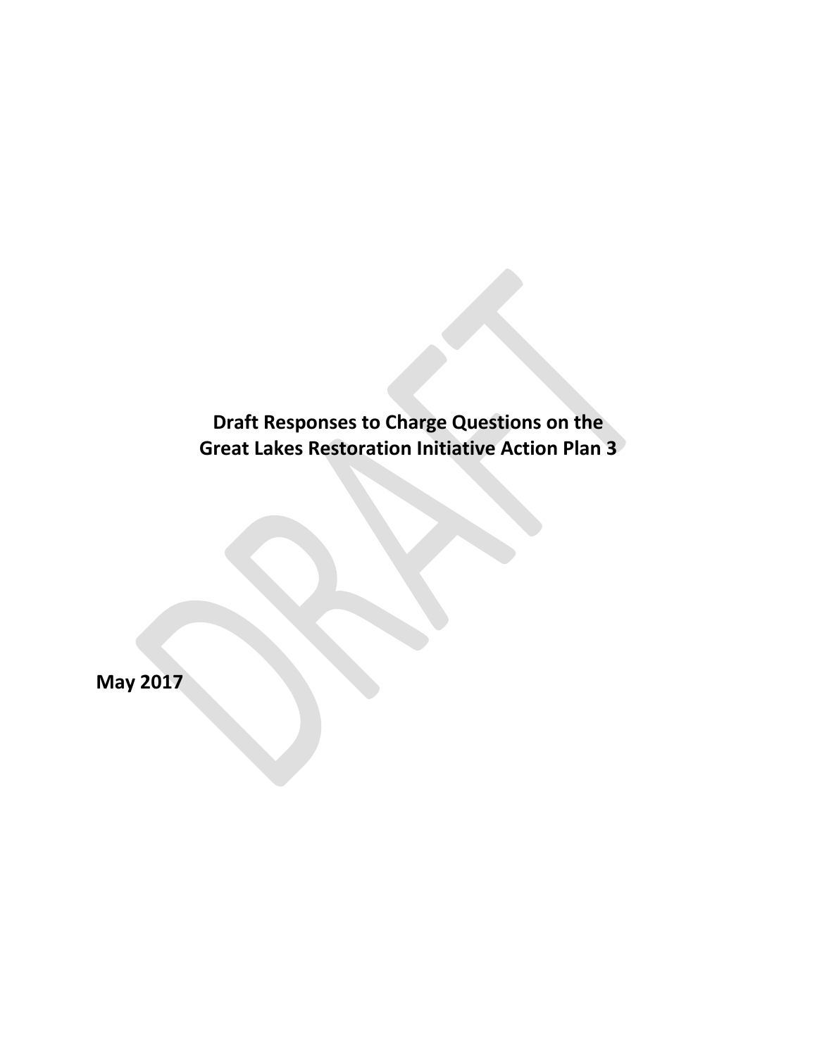# Draft Responses to Charge Questions on the Great Lakes Restoration Initiative Action Plan 3

**May 2017**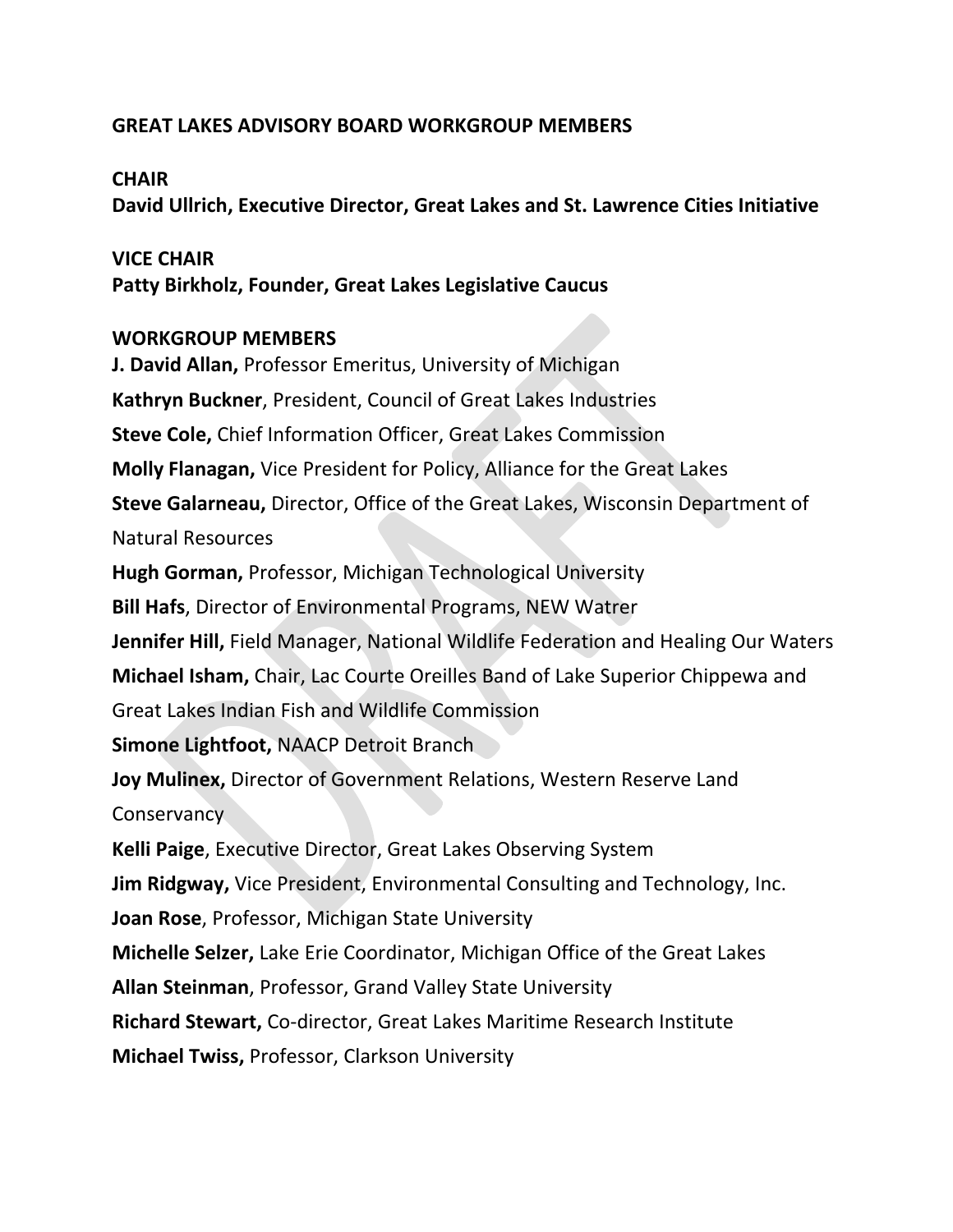## GREAT LAKES ADVISORY BOARD WORKGROUP MEMBERS

**CHAIR**
**David Ullrich, Executive Director, Great Lakes and St. Lawrence Cities Initiative**

**VICE CHAIR**
**Patty Birkholz, Founder, Great Lakes Legislative Caucus**

**WORKGROUP MEMBERS**

**J. David Allan,** Professor Emeritus, University of Michigan
**Kathryn Buckner**, President, Council of Great Lakes Industries
**Steve Cole,** Chief Information Officer, Great Lakes Commission
**Molly Flanagan,** Vice President for Policy, Alliance for the Great Lakes
**Steve Galarneau,** Director, Office of the Great Lakes, Wisconsin Department of Natural Resources
**Hugh Gorman,** Professor, Michigan Technological University
**Bill Hafs**, Director of Environmental Programs, NEW Watrer
**Jennifer Hill,** Field Manager, National Wildlife Federation and Healing Our Waters
**Michael Isham,** Chair, Lac Courte Oreilles Band of Lake Superior Chippewa and Great Lakes Indian Fish and Wildlife Commission
**Simone Lightfoot,** NAACP Detroit Branch
**Joy Mulinex,** Director of Government Relations, Western Reserve Land Conservancy
**Kelli Paige**, Executive Director, Great Lakes Observing System
**Jim Ridgway,** Vice President, Environmental Consulting and Technology, Inc.
**Joan Rose**, Professor, Michigan State University
**Michelle Selzer,** Lake Erie Coordinator, Michigan Office of the Great Lakes
**Allan Steinman**, Professor, Grand Valley State University
**Richard Stewart,** Co-director, Great Lakes Maritime Research Institute
**Michael Twiss,** Professor, Clarkson University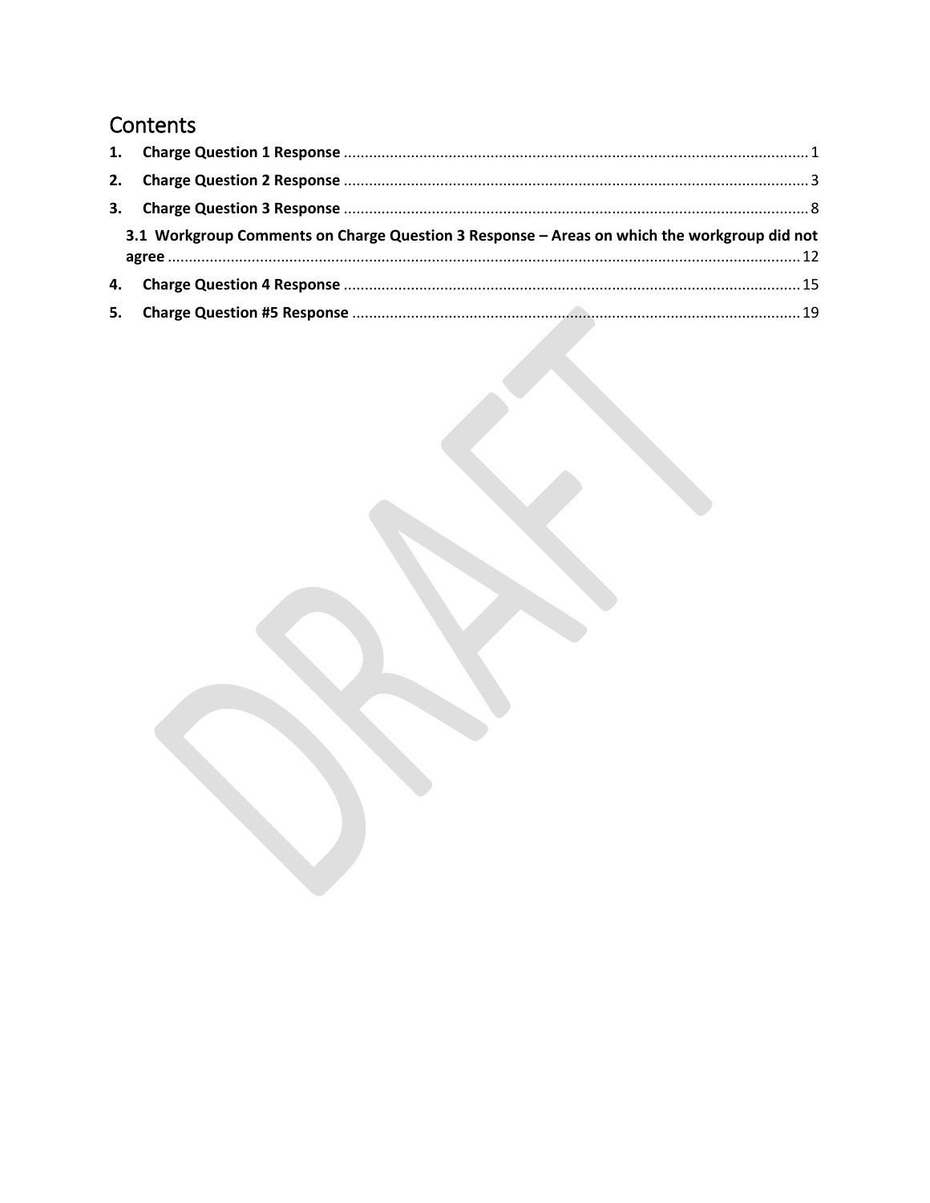# Contents

**1. Charge Question 1 Response** .......... 1

**2. Charge Question 2 Response** .......... 3

**3. Charge Question 3 Response** .......... 8

**3.1 Workgroup Comments on Charge Question 3 Response – Areas on which the workgroup did not agree** .......... 12

**4. Charge Question 4 Response** .......... 15

**5. Charge Question #5 Response** .......... 19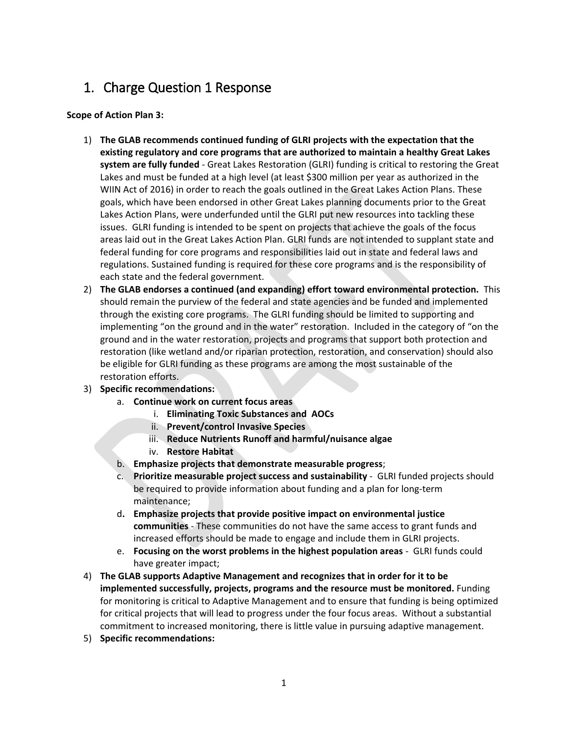# 1. Charge Question 1 Response

**Scope of Action Plan 3:**

1) **The GLAB recommends continued funding of GLRI projects with the expectation that the existing regulatory and core programs that are authorized to maintain a healthy Great Lakes system are fully funded** - Great Lakes Restoration (GLRI) funding is critical to restoring the Great Lakes and must be funded at a high level (at least $300 million per year as authorized in the WIIN Act of 2016) in order to reach the goals outlined in the Great Lakes Action Plans. These goals, which have been endorsed in other Great Lakes planning documents prior to the Great Lakes Action Plans, were underfunded until the GLRI put new resources into tackling these issues. GLRI funding is intended to be spent on projects that achieve the goals of the focus areas laid out in the Great Lakes Action Plan. GLRI funds are not intended to supplant state and federal funding for core programs and responsibilities laid out in state and federal laws and regulations. Sustained funding is required for these core programs and is the responsibility of each state and the federal government.
2) **The GLAB endorses a continued (and expanding) effort toward environmental protection.** This should remain the purview of the federal and state agencies and be funded and implemented through the existing core programs. The GLRI funding should be limited to supporting and implementing "on the ground and in the water" restoration. Included in the category of "on the ground and in the water restoration, projects and programs that support both protection and restoration (like wetland and/or riparian protection, restoration, and conservation) should also be eligible for GLRI funding as these programs are among the most sustainable of the restoration efforts.
3) **Specific recommendations:**
    a. **Continue work on current focus areas**
        i. **Eliminating Toxic Substances and AOCs**
        ii. **Prevent/control Invasive Species**
        iii. **Reduce Nutrients Runoff and harmful/nuisance algae**
        iv. **Restore Habitat**
    b. **Emphasize projects that demonstrate measurable progress**;
    c. **Prioritize measurable project success and sustainability** - GLRI funded projects should be required to provide information about funding and a plan for long-term maintenance;
    d. **Emphasize projects that provide positive impact on environmental justice communities** - These communities do not have the same access to grant funds and increased efforts should be made to engage and include them in GLRI projects.
    e. **Focusing on the worst problems in the highest population areas** - GLRI funds could have greater impact;
4) **The GLAB supports Adaptive Management and recognizes that in order for it to be implemented successfully, projects, programs and the resource must be monitored.** Funding for monitoring is critical to Adaptive Management and to ensure that funding is being optimized for critical projects that will lead to progress under the four focus areas. Without a substantial commitment to increased monitoring, there is little value in pursuing adaptive management.
5) **Specific recommendations:**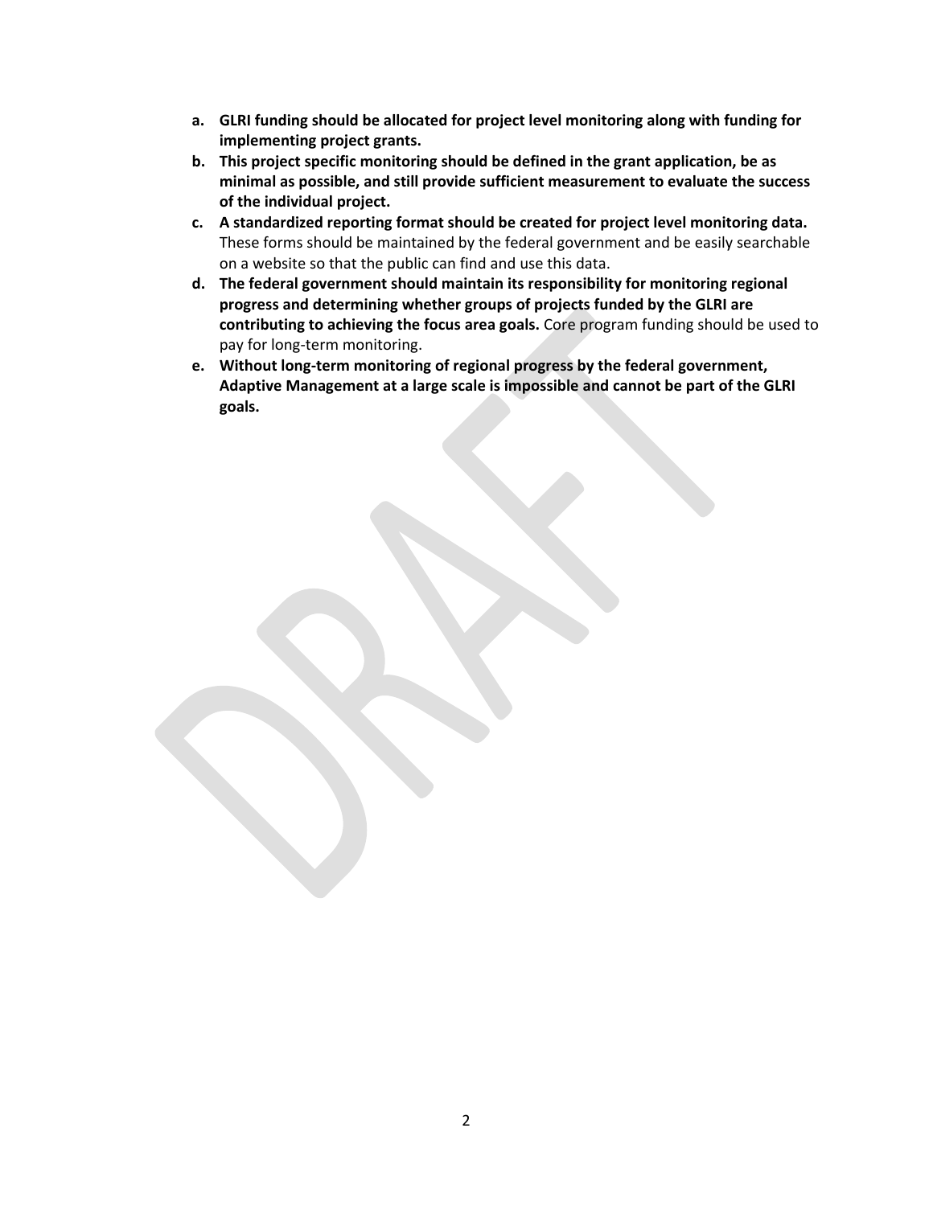a. **GLRI funding should be allocated for project level monitoring along with funding for implementing project grants.**
b. **This project specific monitoring should be defined in the grant application, be as minimal as possible, and still provide sufficient measurement to evaluate the success of the individual project.**
c. **A standardized reporting format should be created for project level monitoring data.** These forms should be maintained by the federal government and be easily searchable on a website so that the public can find and use this data.
d. **The federal government should maintain its responsibility for monitoring regional progress and determining whether groups of projects funded by the GLRI are contributing to achieving the focus area goals.** Core program funding should be used to pay for long-term monitoring.
e. **Without long-term monitoring of regional progress by the federal government, Adaptive Management at a large scale is impossible and cannot be part of the GLRI goals.**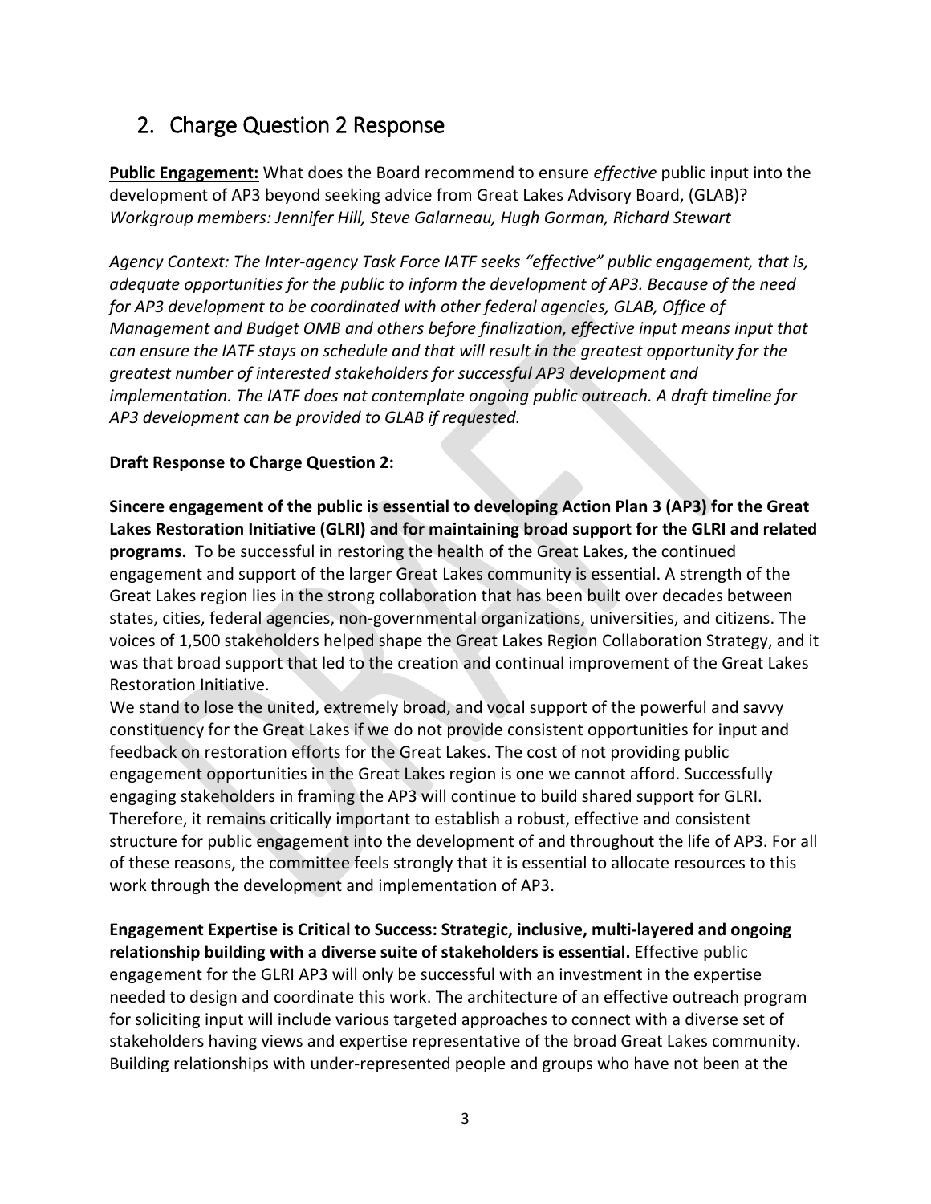## 2. Charge Question 2 Response

**Public Engagement:** What does the Board recommend to ensure *effective* public input into the development of AP3 beyond seeking advice from Great Lakes Advisory Board, (GLAB)?
*Workgroup members: Jennifer Hill, Steve Galarneau, Hugh Gorman, Richard Stewart*

*Agency Context: The Inter-agency Task Force IATF seeks "effective" public engagement, that is, adequate opportunities for the public to inform the development of AP3. Because of the need for AP3 development to be coordinated with other federal agencies, GLAB, Office of Management and Budget OMB and others before finalization, effective input means input that can ensure the IATF stays on schedule and that will result in the greatest opportunity for the greatest number of interested stakeholders for successful AP3 development and implementation. The IATF does not contemplate ongoing public outreach. A draft timeline for AP3 development can be provided to GLAB if requested.*

**Draft Response to Charge Question 2:**

**Sincere engagement of the public is essential to developing Action Plan 3 (AP3) for the Great Lakes Restoration Initiative (GLRI) and for maintaining broad support for the GLRI and related programs.** To be successful in restoring the health of the Great Lakes, the continued engagement and support of the larger Great Lakes community is essential. A strength of the Great Lakes region lies in the strong collaboration that has been built over decades between states, cities, federal agencies, non-governmental organizations, universities, and citizens. The voices of 1,500 stakeholders helped shape the Great Lakes Region Collaboration Strategy, and it was that broad support that led to the creation and continual improvement of the Great Lakes Restoration Initiative.

We stand to lose the united, extremely broad, and vocal support of the powerful and savvy constituency for the Great Lakes if we do not provide consistent opportunities for input and feedback on restoration efforts for the Great Lakes. The cost of not providing public engagement opportunities in the Great Lakes region is one we cannot afford. Successfully engaging stakeholders in framing the AP3 will continue to build shared support for GLRI. Therefore, it remains critically important to establish a robust, effective and consistent structure for public engagement into the development of and throughout the life of AP3. For all of these reasons, the committee feels strongly that it is essential to allocate resources to this work through the development and implementation of AP3.

**Engagement Expertise is Critical to Success: Strategic, inclusive, multi-layered and ongoing relationship building with a diverse suite of stakeholders is essential.** Effective public engagement for the GLRI AP3 will only be successful with an investment in the expertise needed to design and coordinate this work. The architecture of an effective outreach program for soliciting input will include various targeted approaches to connect with a diverse set of stakeholders having views and expertise representative of the broad Great Lakes community. Building relationships with under-represented people and groups who have not been at the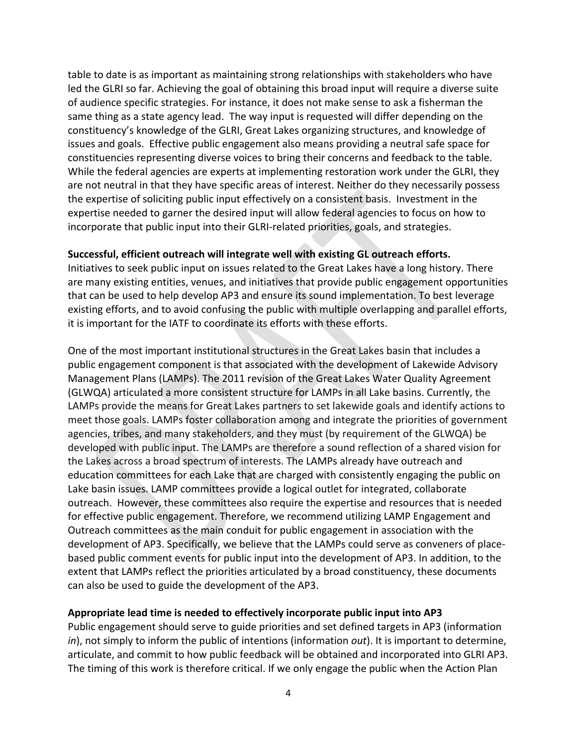table to date is as important as maintaining strong relationships with stakeholders who have led the GLRI so far. Achieving the goal of obtaining this broad input will require a diverse suite of audience specific strategies. For instance, it does not make sense to ask a fisherman the same thing as a state agency lead. The way input is requested will differ depending on the constituency's knowledge of the GLRI, Great Lakes organizing structures, and knowledge of issues and goals. Effective public engagement also means providing a neutral safe space for constituencies representing diverse voices to bring their concerns and feedback to the table. While the federal agencies are experts at implementing restoration work under the GLRI, they are not neutral in that they have specific areas of interest. Neither do they necessarily possess the expertise of soliciting public input effectively on a consistent basis. Investment in the expertise needed to garner the desired input will allow federal agencies to focus on how to incorporate that public input into their GLRI-related priorities, goals, and strategies.

**Successful, efficient outreach will integrate well with existing GL outreach efforts.**
Initiatives to seek public input on issues related to the Great Lakes have a long history. There are many existing entities, venues, and initiatives that provide public engagement opportunities that can be used to help develop AP3 and ensure its sound implementation. To best leverage existing efforts, and to avoid confusing the public with multiple overlapping and parallel efforts, it is important for the IATF to coordinate its efforts with these efforts.

One of the most important institutional structures in the Great Lakes basin that includes a public engagement component is that associated with the development of Lakewide Advisory Management Plans (LAMPs). The 2011 revision of the Great Lakes Water Quality Agreement (GLWQA) articulated a more consistent structure for LAMPs in all Lake basins. Currently, the LAMPs provide the means for Great Lakes partners to set lakewide goals and identify actions to meet those goals. LAMPs foster collaboration among and integrate the priorities of government agencies, tribes, and many stakeholders, and they must (by requirement of the GLWQA) be developed with public input. The LAMPs are therefore a sound reflection of a shared vision for the Lakes across a broad spectrum of interests. The LAMPs already have outreach and education committees for each Lake that are charged with consistently engaging the public on Lake basin issues. LAMP committees provide a logical outlet for integrated, collaborate outreach. However, these committees also require the expertise and resources that is needed for effective public engagement. Therefore, we recommend utilizing LAMP Engagement and Outreach committees as the main conduit for public engagement in association with the development of AP3. Specifically, we believe that the LAMPs could serve as conveners of place-based public comment events for public input into the development of AP3. In addition, to the extent that LAMPs reflect the priorities articulated by a broad constituency, these documents can also be used to guide the development of the AP3.

**Appropriate lead time is needed to effectively incorporate public input into AP3**
Public engagement should serve to guide priorities and set defined targets in AP3 (information *in*), not simply to inform the public of intentions (information *out*). It is important to determine, articulate, and commit to how public feedback will be obtained and incorporated into GLRI AP3. The timing of this work is therefore critical. If we only engage the public when the Action Plan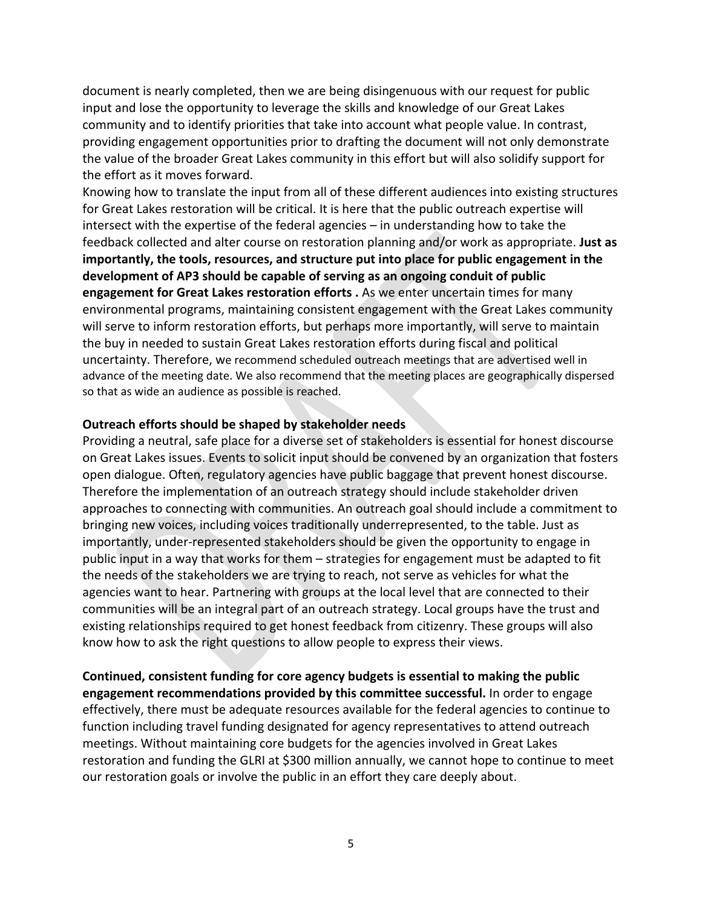document is nearly completed, then we are being disingenuous with our request for public input and lose the opportunity to leverage the skills and knowledge of our Great Lakes community and to identify priorities that take into account what people value. In contrast, providing engagement opportunities prior to drafting the document will not only demonstrate the value of the broader Great Lakes community in this effort but will also solidify support for the effort as it moves forward.

Knowing how to translate the input from all of these different audiences into existing structures for Great Lakes restoration will be critical. It is here that the public outreach expertise will intersect with the expertise of the federal agencies – in understanding how to take the feedback collected and alter course on restoration planning and/or work as appropriate. **Just as importantly, the tools, resources, and structure put into place for public engagement in the development of AP3 should be capable of serving as an ongoing conduit of public engagement for Great Lakes restoration efforts .** As we enter uncertain times for many environmental programs, maintaining consistent engagement with the Great Lakes community will serve to inform restoration efforts, but perhaps more importantly, will serve to maintain the buy in needed to sustain Great Lakes restoration efforts during fiscal and political uncertainty. Therefore, we recommend scheduled outreach meetings that are advertised well in advance of the meeting date. We also recommend that the meeting places are geographically dispersed so that as wide an audience as possible is reached.

**Outreach efforts should be shaped by stakeholder needs**

Providing a neutral, safe place for a diverse set of stakeholders is essential for honest discourse on Great Lakes issues. Events to solicit input should be convened by an organization that fosters open dialogue. Often, regulatory agencies have public baggage that prevent honest discourse. Therefore the implementation of an outreach strategy should include stakeholder driven approaches to connecting with communities. An outreach goal should include a commitment to bringing new voices, including voices traditionally underrepresented, to the table. Just as importantly, under-represented stakeholders should be given the opportunity to engage in public input in a way that works for them – strategies for engagement must be adapted to fit the needs of the stakeholders we are trying to reach, not serve as vehicles for what the agencies want to hear. Partnering with groups at the local level that are connected to their communities will be an integral part of an outreach strategy. Local groups have the trust and existing relationships required to get honest feedback from citizenry. These groups will also know how to ask the right questions to allow people to express their views.

**Continued, consistent funding for core agency budgets is essential to making the public engagement recommendations provided by this committee successful.** In order to engage effectively, there must be adequate resources available for the federal agencies to continue to function including travel funding designated for agency representatives to attend outreach meetings. Without maintaining core budgets for the agencies involved in Great Lakes restoration and funding the GLRI at $300 million annually, we cannot hope to continue to meet our restoration goals or involve the public in an effort they care deeply about.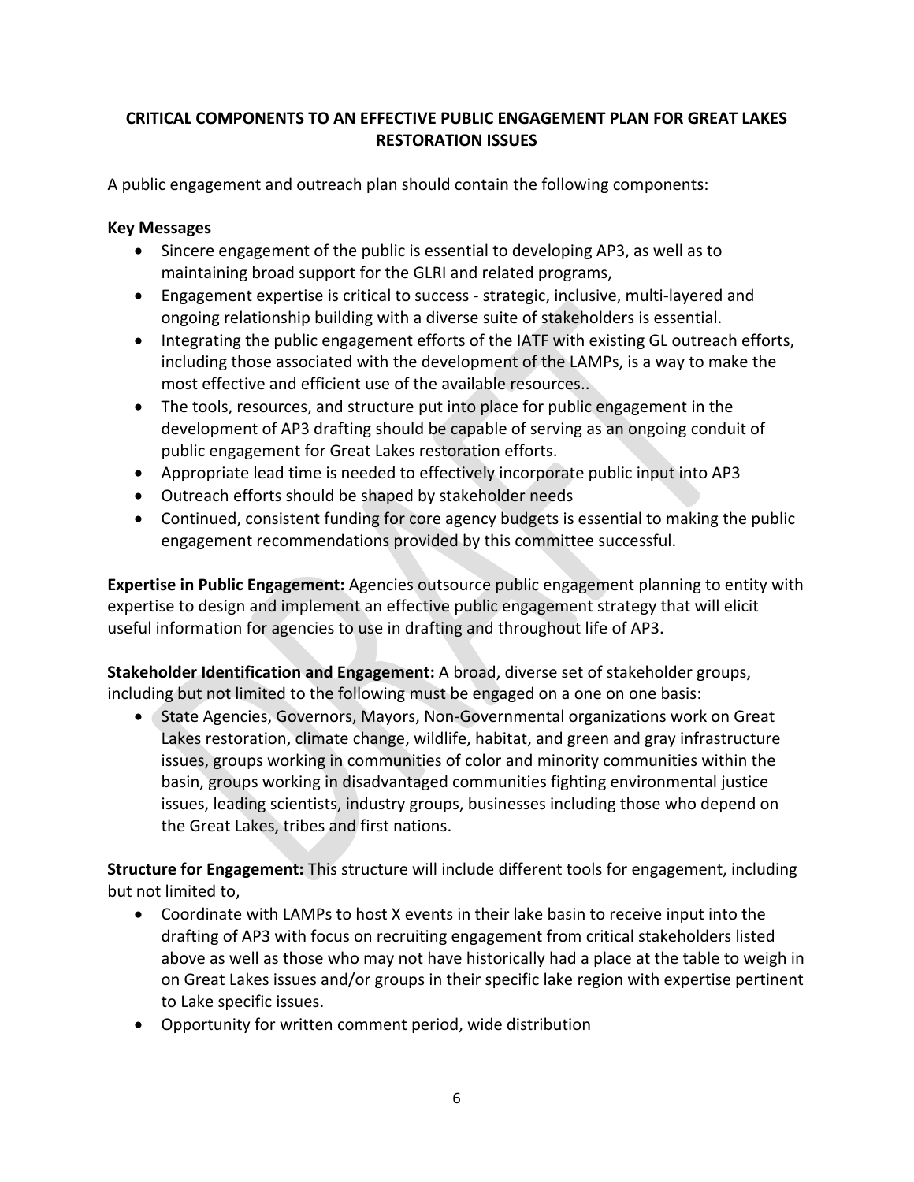## CRITICAL COMPONENTS TO AN EFFECTIVE PUBLIC ENGAGEMENT PLAN FOR GREAT LAKES RESTORATION ISSUES

A public engagement and outreach plan should contain the following components:

**Key Messages**

- Sincere engagement of the public is essential to developing AP3, as well as to maintaining broad support for the GLRI and related programs,
- Engagement expertise is critical to success - strategic, inclusive, multi-layered and ongoing relationship building with a diverse suite of stakeholders is essential.
- Integrating the public engagement efforts of the IATF with existing GL outreach efforts, including those associated with the development of the LAMPs, is a way to make the most effective and efficient use of the available resources..
- The tools, resources, and structure put into place for public engagement in the development of AP3 drafting should be capable of serving as an ongoing conduit of public engagement for Great Lakes restoration efforts.
- Appropriate lead time is needed to effectively incorporate public input into AP3
- Outreach efforts should be shaped by stakeholder needs
- Continued, consistent funding for core agency budgets is essential to making the public engagement recommendations provided by this committee successful.

**Expertise in Public Engagement:** Agencies outsource public engagement planning to entity with expertise to design and implement an effective public engagement strategy that will elicit useful information for agencies to use in drafting and throughout life of AP3.

**Stakeholder Identification and Engagement:** A broad, diverse set of stakeholder groups, including but not limited to the following must be engaged on a one on one basis:

- State Agencies, Governors, Mayors, Non-Governmental organizations work on Great Lakes restoration, climate change, wildlife, habitat, and green and gray infrastructure issues, groups working in communities of color and minority communities within the basin, groups working in disadvantaged communities fighting environmental justice issues, leading scientists, industry groups, businesses including those who depend on the Great Lakes, tribes and first nations.

**Structure for Engagement:** This structure will include different tools for engagement, including but not limited to,

- Coordinate with LAMPs to host X events in their lake basin to receive input into the drafting of AP3 with focus on recruiting engagement from critical stakeholders listed above as well as those who may not have historically had a place at the table to weigh in on Great Lakes issues and/or groups in their specific lake region with expertise pertinent to Lake specific issues.
- Opportunity for written comment period, wide distribution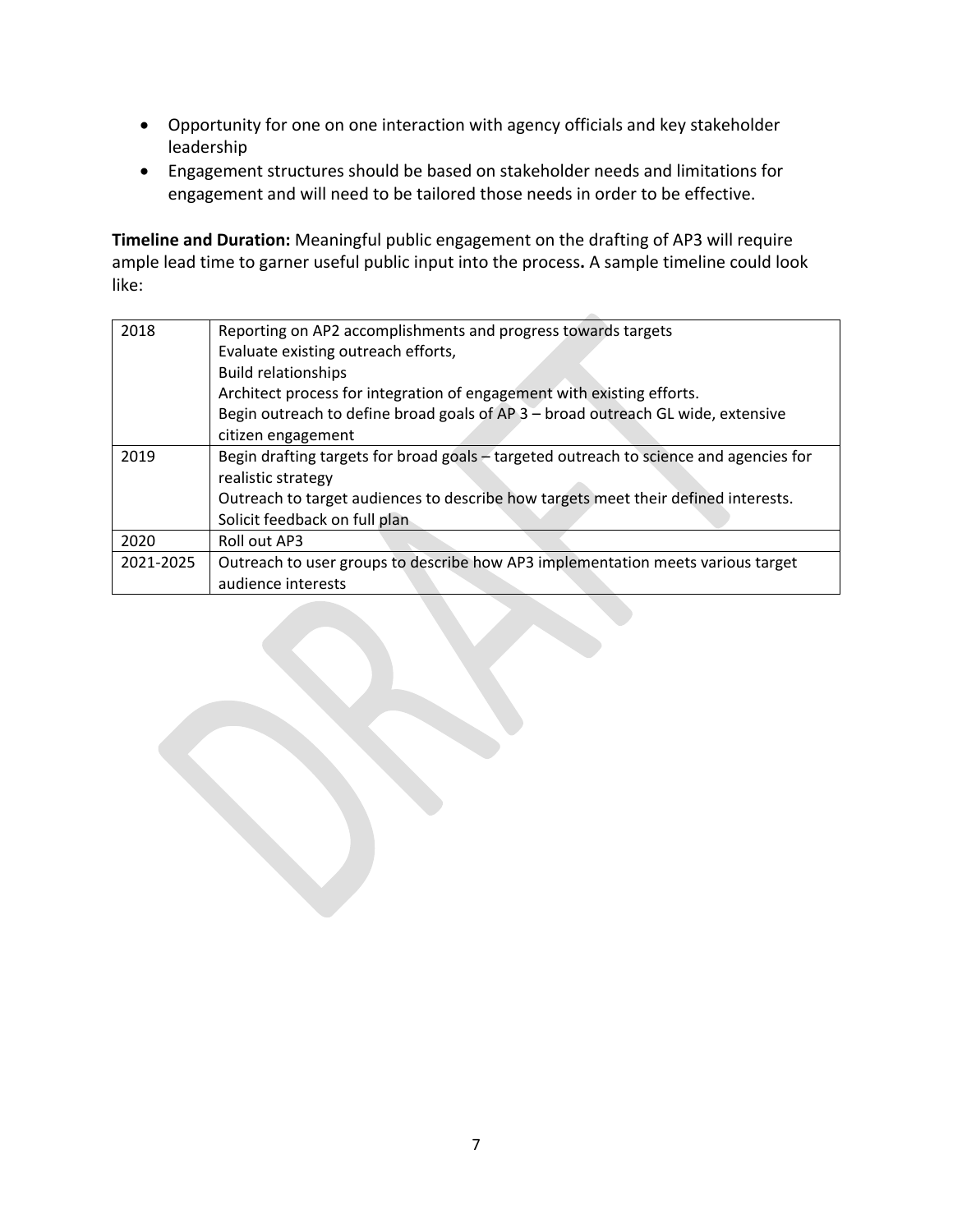- Opportunity for one on one interaction with agency officials and key stakeholder leadership
- Engagement structures should be based on stakeholder needs and limitations for engagement and will need to be tailored those needs in order to be effective.

**Timeline and Duration:** Meaningful public engagement on the drafting of AP3 will require ample lead time to garner useful public input into the process**.** A sample timeline could look like:

| | |
|---|---|
| 2018 | Reporting on AP2 accomplishments and progress towards targets<br>Evaluate existing outreach efforts,<br>Build relationships<br>Architect process for integration of engagement with existing efforts.<br>Begin outreach to define broad goals of AP 3 – broad outreach GL wide, extensive citizen engagement |
| 2019 | Begin drafting targets for broad goals – targeted outreach to science and agencies for realistic strategy<br>Outreach to target audiences to describe how targets meet their defined interests.<br>Solicit feedback on full plan |
| 2020 | Roll out AP3 |
| 2021-2025 | Outreach to user groups to describe how AP3 implementation meets various target audience interests |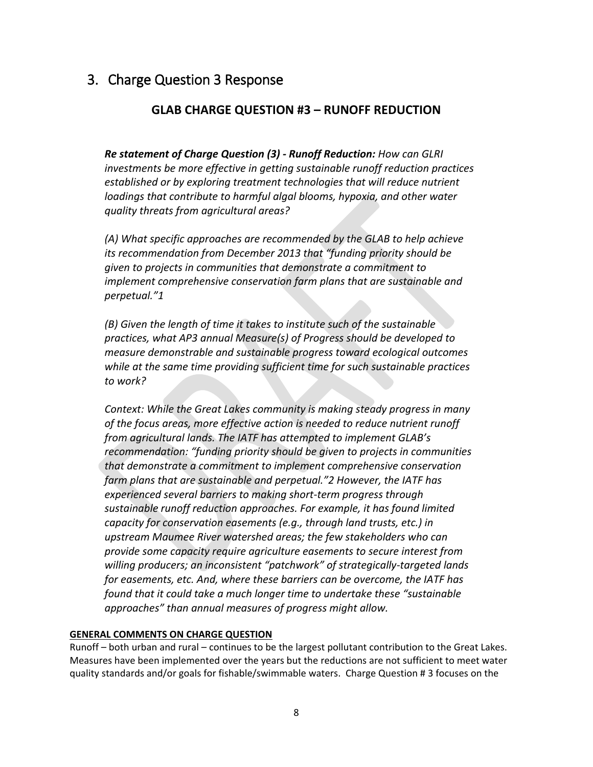## 3. Charge Question 3 Response

### GLAB CHARGE QUESTION #3 – RUNOFF REDUCTION

***Re statement of Charge Question (3) - Runoff Reduction:*** *How can GLRI investments be more effective in getting sustainable runoff reduction practices established or by exploring treatment technologies that will reduce nutrient loadings that contribute to harmful algal blooms, hypoxia, and other water quality threats from agricultural areas?*

*(A) What specific approaches are recommended by the GLAB to help achieve its recommendation from December 2013 that "funding priority should be given to projects in communities that demonstrate a commitment to implement comprehensive conservation farm plans that are sustainable and perpetual."1*

*(B) Given the length of time it takes to institute such of the sustainable practices, what AP3 annual Measure(s) of Progress should be developed to measure demonstrable and sustainable progress toward ecological outcomes while at the same time providing sufficient time for such sustainable practices to work?*

*Context: While the Great Lakes community is making steady progress in many of the focus areas, more effective action is needed to reduce nutrient runoff from agricultural lands. The IATF has attempted to implement GLAB's recommendation: "funding priority should be given to projects in communities that demonstrate a commitment to implement comprehensive conservation farm plans that are sustainable and perpetual."2 However, the IATF has experienced several barriers to making short-term progress through sustainable runoff reduction approaches. For example, it has found limited capacity for conservation easements (e.g., through land trusts, etc.) in upstream Maumee River watershed areas; the few stakeholders who can provide some capacity require agriculture easements to secure interest from willing producers; an inconsistent "patchwork" of strategically-targeted lands for easements, etc. And, where these barriers can be overcome, the IATF has found that it could take a much longer time to undertake these "sustainable approaches" than annual measures of progress might allow.*

**GENERAL COMMENTS ON CHARGE QUESTION**

Runoff – both urban and rural – continues to be the largest pollutant contribution to the Great Lakes. Measures have been implemented over the years but the reductions are not sufficient to meet water quality standards and/or goals for fishable/swimmable waters. Charge Question # 3 focuses on the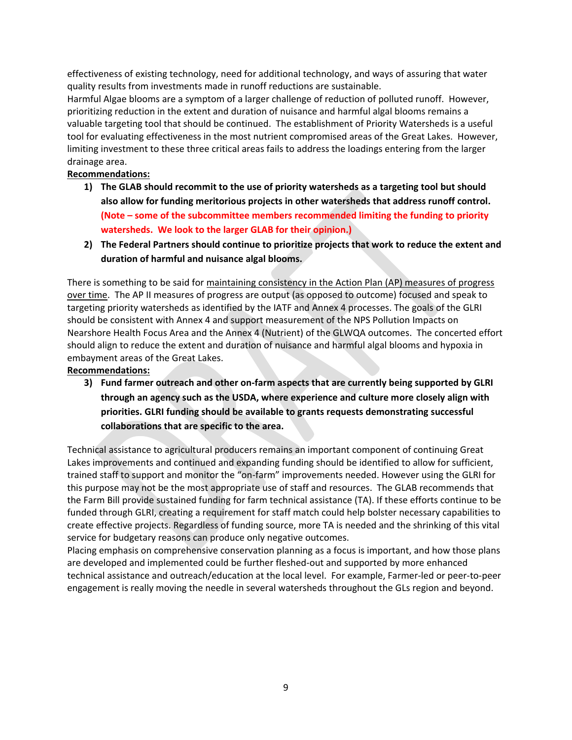effectiveness of existing technology, need for additional technology, and ways of assuring that water quality results from investments made in runoff reductions are sustainable.

Harmful Algae blooms are a symptom of a larger challenge of reduction of polluted runoff. However, prioritizing reduction in the extent and duration of nuisance and harmful algal blooms remains a valuable targeting tool that should be continued. The establishment of Priority Watersheds is a useful tool for evaluating effectiveness in the most nutrient compromised areas of the Great Lakes. However, limiting investment to these three critical areas fails to address the loadings entering from the larger drainage area.

**Recommendations:**

1) **The GLAB should recommit to the use of priority watersheds as a targeting tool but should also allow for funding meritorious projects in other watersheds that address runoff control. (Note – some of the subcommittee members recommended limiting the funding to priority watersheds. We look to the larger GLAB for their opinion.)**
2) **The Federal Partners should continue to prioritize projects that work to reduce the extent and duration of harmful and nuisance algal blooms.**

There is something to be said for maintaining consistency in the Action Plan (AP) measures of progress over time. The AP II measures of progress are output (as opposed to outcome) focused and speak to targeting priority watersheds as identified by the IATF and Annex 4 processes. The goals of the GLRI should be consistent with Annex 4 and support measurement of the NPS Pollution Impacts on Nearshore Health Focus Area and the Annex 4 (Nutrient) of the GLWQA outcomes. The concerted effort should align to reduce the extent and duration of nuisance and harmful algal blooms and hypoxia in embayment areas of the Great Lakes.

**Recommendations:**

3) **Fund farmer outreach and other on-farm aspects that are currently being supported by GLRI through an agency such as the USDA, where experience and culture more closely align with priorities. GLRI funding should be available to grants requests demonstrating successful collaborations that are specific to the area.**

Technical assistance to agricultural producers remains an important component of continuing Great Lakes improvements and continued and expanding funding should be identified to allow for sufficient, trained staff to support and monitor the "on-farm" improvements needed. However using the GLRI for this purpose may not be the most appropriate use of staff and resources. The GLAB recommends that the Farm Bill provide sustained funding for farm technical assistance (TA). If these efforts continue to be funded through GLRI, creating a requirement for staff match could help bolster necessary capabilities to create effective projects. Regardless of funding source, more TA is needed and the shrinking of this vital service for budgetary reasons can produce only negative outcomes.

Placing emphasis on comprehensive conservation planning as a focus is important, and how those plans are developed and implemented could be further fleshed-out and supported by more enhanced technical assistance and outreach/education at the local level. For example, Farmer-led or peer-to-peer engagement is really moving the needle in several watersheds throughout the GLs region and beyond.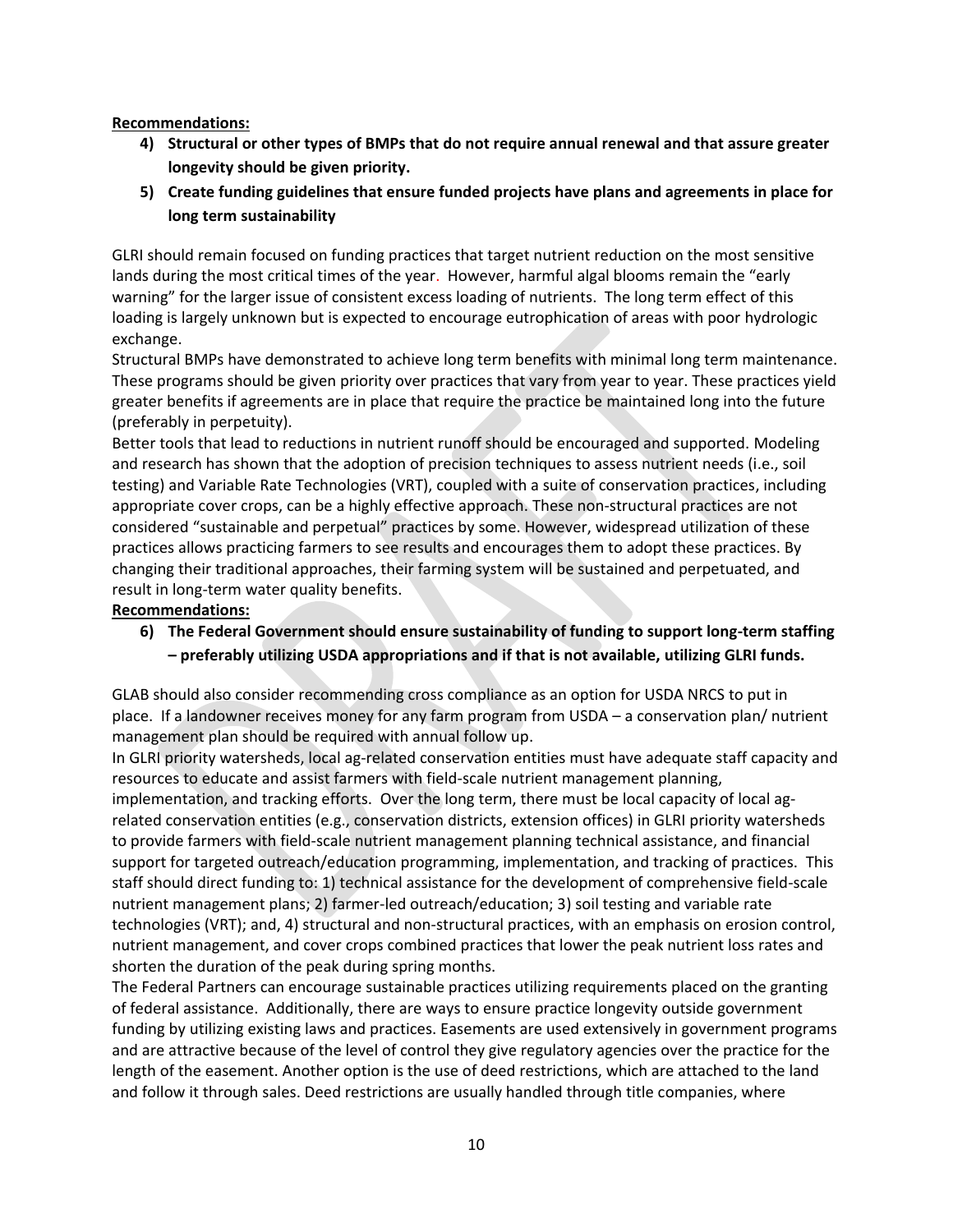**Recommendations:**

4) **Structural or other types of BMPs that do not require annual renewal and that assure greater longevity should be given priority.**
5) **Create funding guidelines that ensure funded projects have plans and agreements in place for long term sustainability**

GLRI should remain focused on funding practices that target nutrient reduction on the most sensitive lands during the most critical times of the year. However, harmful algal blooms remain the "early warning" for the larger issue of consistent excess loading of nutrients. The long term effect of this loading is largely unknown but is expected to encourage eutrophication of areas with poor hydrologic exchange.

Structural BMPs have demonstrated to achieve long term benefits with minimal long term maintenance. These programs should be given priority over practices that vary from year to year. These practices yield greater benefits if agreements are in place that require the practice be maintained long into the future (preferably in perpetuity).

Better tools that lead to reductions in nutrient runoff should be encouraged and supported. Modeling and research has shown that the adoption of precision techniques to assess nutrient needs (i.e., soil testing) and Variable Rate Technologies (VRT), coupled with a suite of conservation practices, including appropriate cover crops, can be a highly effective approach. These non-structural practices are not considered "sustainable and perpetual" practices by some. However, widespread utilization of these practices allows practicing farmers to see results and encourages them to adopt these practices. By changing their traditional approaches, their farming system will be sustained and perpetuated, and result in long-term water quality benefits.

**Recommendations:**

6) **The Federal Government should ensure sustainability of funding to support long-term staffing – preferably utilizing USDA appropriations and if that is not available, utilizing GLRI funds.**

GLAB should also consider recommending cross compliance as an option for USDA NRCS to put in place. If a landowner receives money for any farm program from USDA – a conservation plan/ nutrient management plan should be required with annual follow up.

In GLRI priority watersheds, local ag-related conservation entities must have adequate staff capacity and resources to educate and assist farmers with field-scale nutrient management planning, implementation, and tracking efforts. Over the long term, there must be local capacity of local ag-related conservation entities (e.g., conservation districts, extension offices) in GLRI priority watersheds to provide farmers with field-scale nutrient management planning technical assistance, and financial support for targeted outreach/education programming, implementation, and tracking of practices. This staff should direct funding to: 1) technical assistance for the development of comprehensive field-scale nutrient management plans; 2) farmer-led outreach/education; 3) soil testing and variable rate technologies (VRT); and, 4) structural and non-structural practices, with an emphasis on erosion control, nutrient management, and cover crops combined practices that lower the peak nutrient loss rates and shorten the duration of the peak during spring months.

The Federal Partners can encourage sustainable practices utilizing requirements placed on the granting of federal assistance. Additionally, there are ways to ensure practice longevity outside government funding by utilizing existing laws and practices. Easements are used extensively in government programs and are attractive because of the level of control they give regulatory agencies over the practice for the length of the easement. Another option is the use of deed restrictions, which are attached to the land and follow it through sales. Deed restrictions are usually handled through title companies, where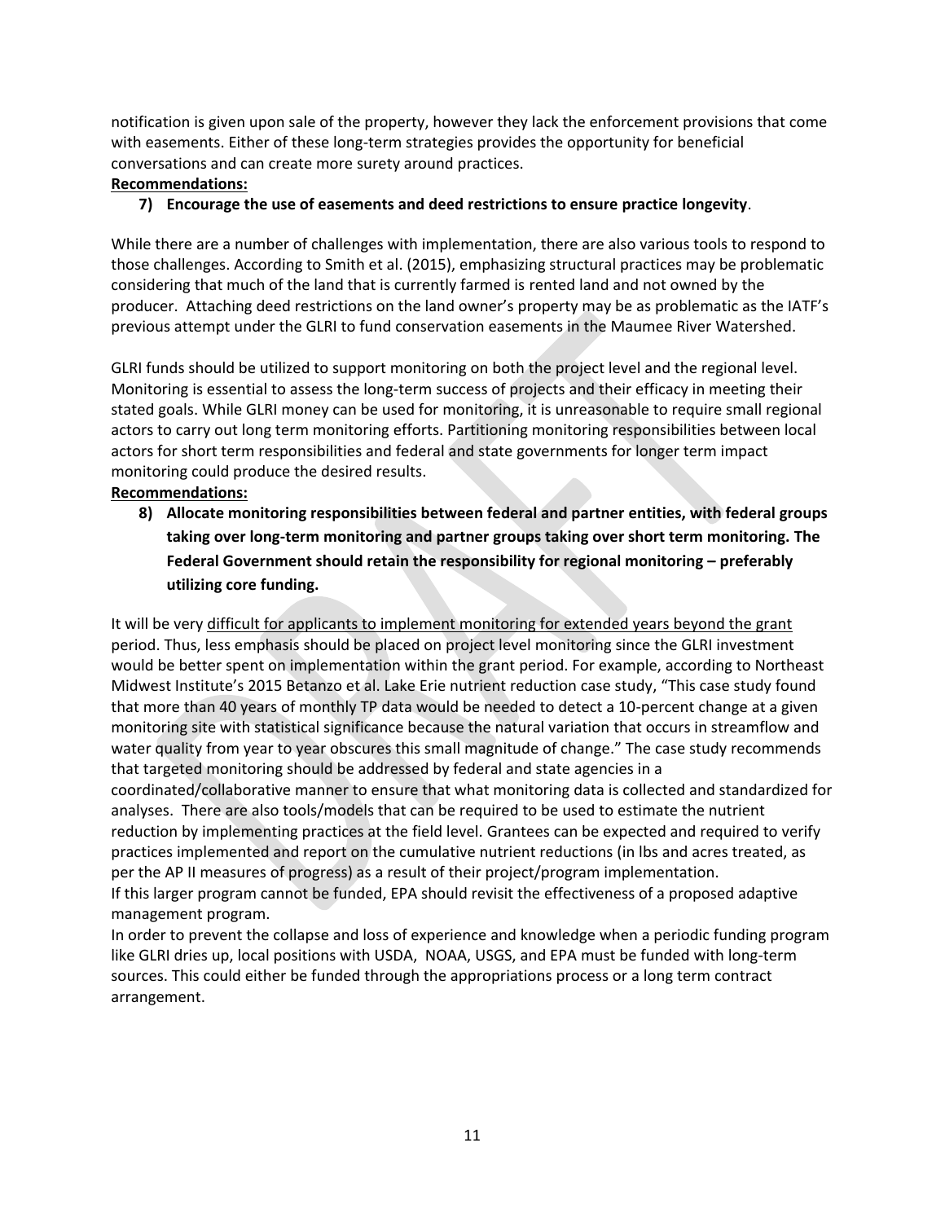notification is given upon sale of the property, however they lack the enforcement provisions that come with easements. Either of these long-term strategies provides the opportunity for beneficial conversations and can create more surety around practices.

**<u>Recommendations:</u>**

7) **Encourage the use of easements and deed restrictions to ensure practice longevity**.

While there are a number of challenges with implementation, there are also various tools to respond to those challenges. According to Smith et al. (2015), emphasizing structural practices may be problematic considering that much of the land that is currently farmed is rented land and not owned by the producer. Attaching deed restrictions on the land owner's property may be as problematic as the IATF's previous attempt under the GLRI to fund conservation easements in the Maumee River Watershed.

GLRI funds should be utilized to support monitoring on both the project level and the regional level. Monitoring is essential to assess the long-term success of projects and their efficacy in meeting their stated goals. While GLRI money can be used for monitoring, it is unreasonable to require small regional actors to carry out long term monitoring efforts. Partitioning monitoring responsibilities between local actors for short term responsibilities and federal and state governments for longer term impact monitoring could produce the desired results.

**<u>Recommendations:</u>**

8) **Allocate monitoring responsibilities between federal and partner entities, with federal groups taking over long-term monitoring and partner groups taking over short term monitoring. The Federal Government should retain the responsibility for regional monitoring – preferably utilizing core funding.**

It will be very <u>difficult for applicants to implement monitoring for extended years beyond the grant</u> period. Thus, less emphasis should be placed on project level monitoring since the GLRI investment would be better spent on implementation within the grant period. For example, according to Northeast Midwest Institute's 2015 Betanzo et al. Lake Erie nutrient reduction case study, "This case study found that more than 40 years of monthly TP data would be needed to detect a 10-percent change at a given monitoring site with statistical significance because the natural variation that occurs in streamflow and water quality from year to year obscures this small magnitude of change." The case study recommends that targeted monitoring should be addressed by federal and state agencies in a coordinated/collaborative manner to ensure that what monitoring data is collected and standardized for analyses. There are also tools/models that can be required to be used to estimate the nutrient reduction by implementing practices at the field level. Grantees can be expected and required to verify practices implemented and report on the cumulative nutrient reductions (in lbs and acres treated, as per the AP II measures of progress) as a result of their project/program implementation.

If this larger program cannot be funded, EPA should revisit the effectiveness of a proposed adaptive management program.

In order to prevent the collapse and loss of experience and knowledge when a periodic funding program like GLRI dries up, local positions with USDA, NOAA, USGS, and EPA must be funded with long-term sources. This could either be funded through the appropriations process or a long term contract arrangement.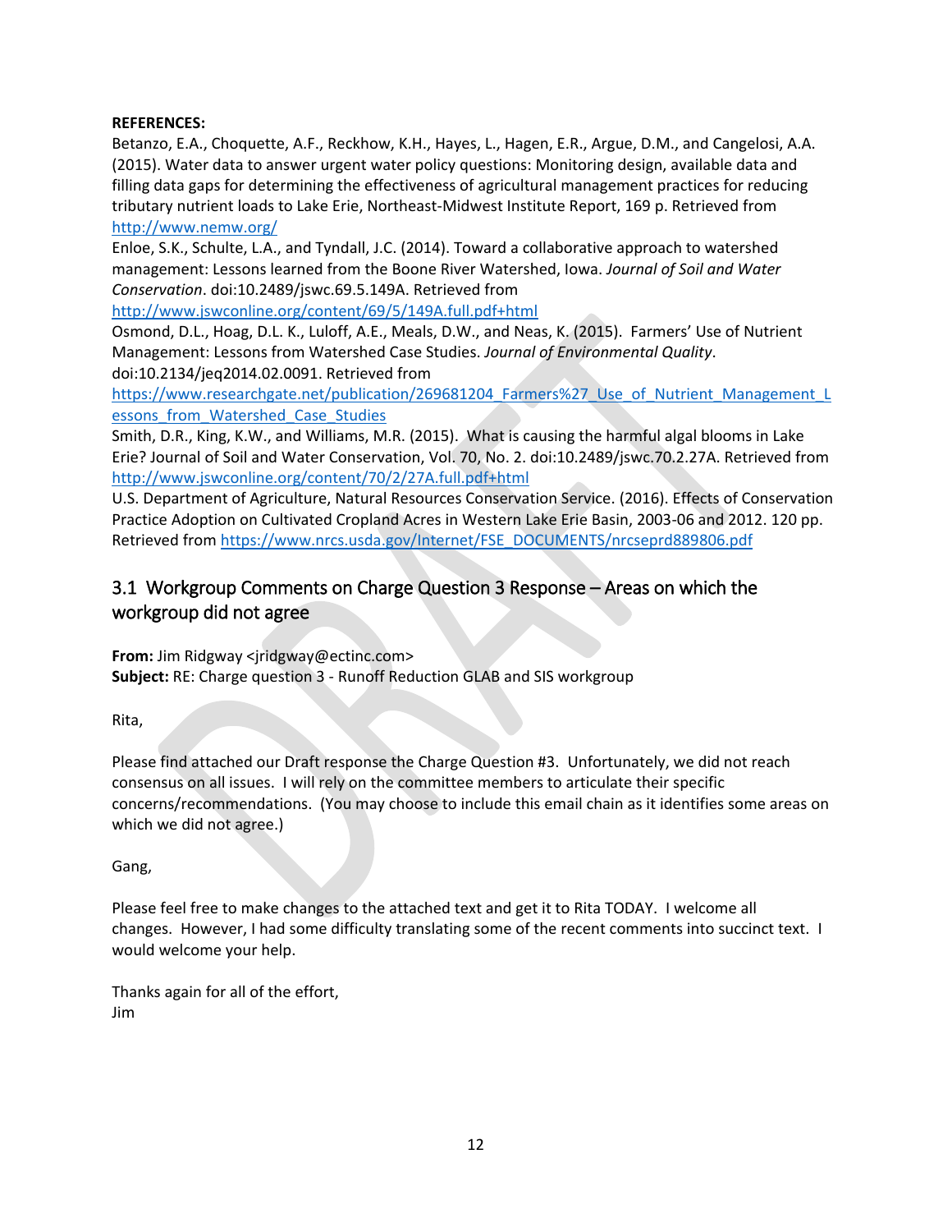**REFERENCES:**

Betanzo, E.A., Choquette, A.F., Reckhow, K.H., Hayes, L., Hagen, E.R., Argue, D.M., and Cangelosi, A.A. (2015). Water data to answer urgent water policy questions: Monitoring design, available data and filling data gaps for determining the effectiveness of agricultural management practices for reducing tributary nutrient loads to Lake Erie, Northeast-Midwest Institute Report, 169 p. Retrieved from http://www.nemw.org/

Enloe, S.K., Schulte, L.A., and Tyndall, J.C. (2014). Toward a collaborative approach to watershed management: Lessons learned from the Boone River Watershed, Iowa. *Journal of Soil and Water Conservation*. doi:10.2489/jswc.69.5.149A. Retrieved from http://www.jswconline.org/content/69/5/149A.full.pdf+html

Osmond, D.L., Hoag, D.L. K., Luloff, A.E., Meals, D.W., and Neas, K. (2015). Farmers' Use of Nutrient Management: Lessons from Watershed Case Studies. *Journal of Environmental Quality*. doi:10.2134/jeq2014.02.0091. Retrieved from https://www.researchgate.net/publication/269681204_Farmers%27_Use_of_Nutrient_Management_Lessons_from_Watershed_Case_Studies

Smith, D.R., King, K.W., and Williams, M.R. (2015). What is causing the harmful algal blooms in Lake Erie? Journal of Soil and Water Conservation, Vol. 70, No. 2. doi:10.2489/jswc.70.2.27A. Retrieved from http://www.jswconline.org/content/70/2/27A.full.pdf+html

U.S. Department of Agriculture, Natural Resources Conservation Service. (2016). Effects of Conservation Practice Adoption on Cultivated Cropland Acres in Western Lake Erie Basin, 2003-06 and 2012. 120 pp. Retrieved from https://www.nrcs.usda.gov/Internet/FSE_DOCUMENTS/nrcseprd889806.pdf

## 3.1 Workgroup Comments on Charge Question 3 Response – Areas on which the workgroup did not agree

**From:** Jim Ridgway <jridgway@ectinc.com>
**Subject:** RE: Charge question 3 - Runoff Reduction GLAB and SIS workgroup

Rita,

Please find attached our Draft response the Charge Question #3. Unfortunately, we did not reach consensus on all issues. I will rely on the committee members to articulate their specific concerns/recommendations. (You may choose to include this email chain as it identifies some areas on which we did not agree.)

Gang,

Please feel free to make changes to the attached text and get it to Rita TODAY. I welcome all changes. However, I had some difficulty translating some of the recent comments into succinct text. I would welcome your help.

Thanks again for all of the effort,
Jim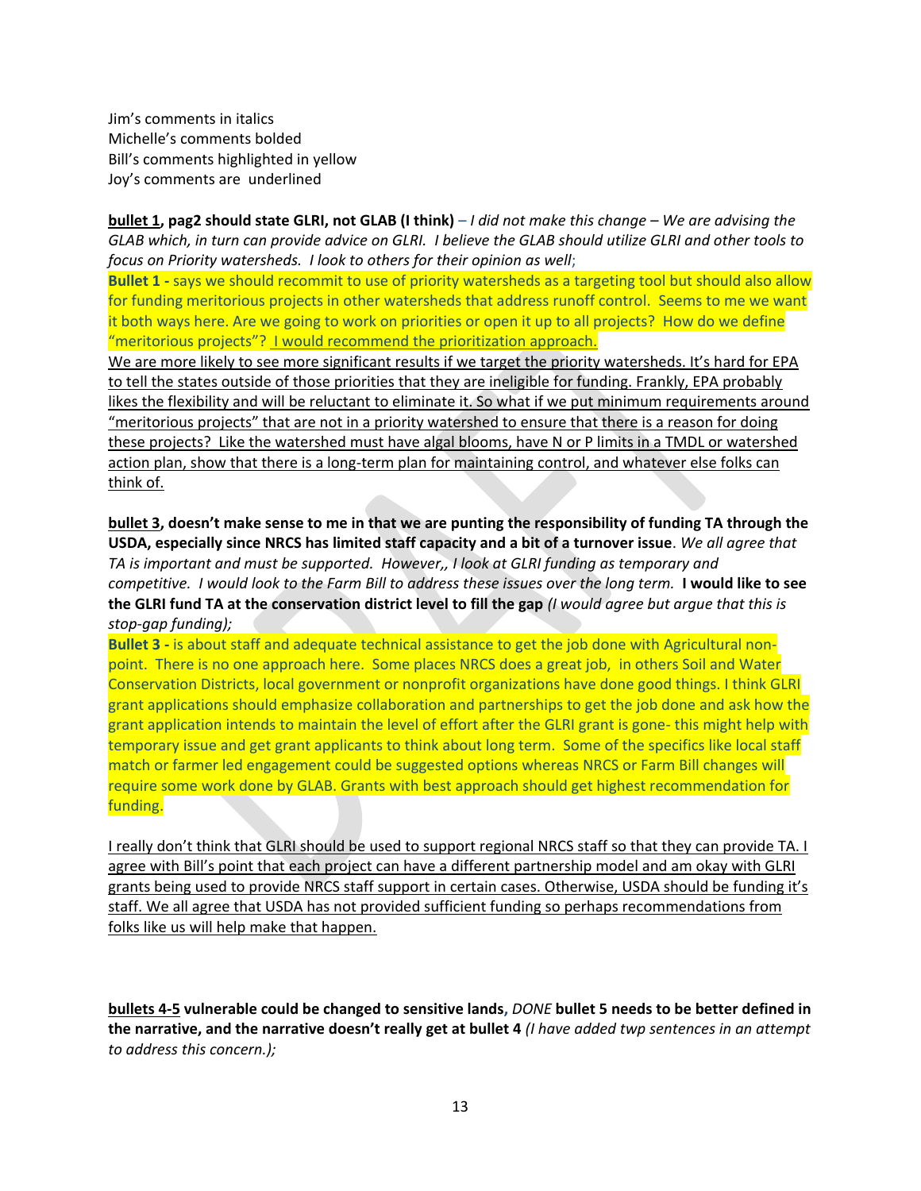Jim's comments in italics
Michelle's comments bolded
Bill's comments highlighted in yellow
Joy's comments are underlined

<u>**bullet 1**</u>**, pag2 should state GLRI, not GLAB (I think)** – *I did not make this change – We are advising the GLAB which, in turn can provide advice on GLRI. I believe the GLAB should utilize GLRI and other tools to focus on Priority watersheds. I look to others for their opinion as well*;

**Bullet 1 -** says we should recommit to use of priority watersheds as a targeting tool but should also allow for funding meritorious projects in other watersheds that address runoff control. Seems to me we want it both ways here. Are we going to work on priorities or open it up to all projects? How do we define "meritorious projects"? <u>I would recommend the prioritization approach.</u>

<u>We are more likely to see more significant results if we target the priority watersheds. It's hard for EPA to tell the states outside of those priorities that they are ineligible for funding. Frankly, EPA probably likes the flexibility and will be reluctant to eliminate it. So what if we put minimum requirements around "meritorious projects" that are not in a priority watershed to ensure that there is a reason for doing these projects? Like the watershed must have algal blooms, have N or P limits in a TMDL or watershed action plan, show that there is a long-term plan for maintaining control, and whatever else folks can think of.</u>

<u>**bullet 3**</u>**, doesn't make sense to me in that we are punting the responsibility of funding TA through the USDA, especially since NRCS has limited staff capacity and a bit of a turnover issue**. *We all agree that TA is important and must be supported. However,, I look at GLRI funding as temporary and competitive. I would look to the Farm Bill to address these issues over the long term.* **I would like to see the GLRI fund TA at the conservation district level to fill the gap** *(I would agree but argue that this is stop-gap funding);*

**Bullet 3 -** is about staff and adequate technical assistance to get the job done with Agricultural non-point. There is no one approach here. Some places NRCS does a great job, in others Soil and Water Conservation Districts, local government or nonprofit organizations have done good things. I think GLRI grant applications should emphasize collaboration and partnerships to get the job done and ask how the grant application intends to maintain the level of effort after the GLRI grant is gone- this might help with temporary issue and get grant applicants to think about long term. Some of the specifics like local staff match or farmer led engagement could be suggested options whereas NRCS or Farm Bill changes will require some work done by GLAB. Grants with best approach should get highest recommendation for funding.

<u>I really don't think that GLRI should be used to support regional NRCS staff so that they can provide TA. I agree with Bill's point that each project can have a different partnership model and am okay with GLRI grants being used to provide NRCS staff support in certain cases. Otherwise, USDA should be funding it's staff. We all agree that USDA has not provided sufficient funding so perhaps recommendations from folks like us will help make that happen.</u>

<u>**bullets 4-5**</u> **vulnerable could be changed to sensitive lands**, *DONE* **bullet 5 needs to be better defined in the narrative, and the narrative doesn't really get at bullet 4** *(I have added twp sentences in an attempt to address this concern.);*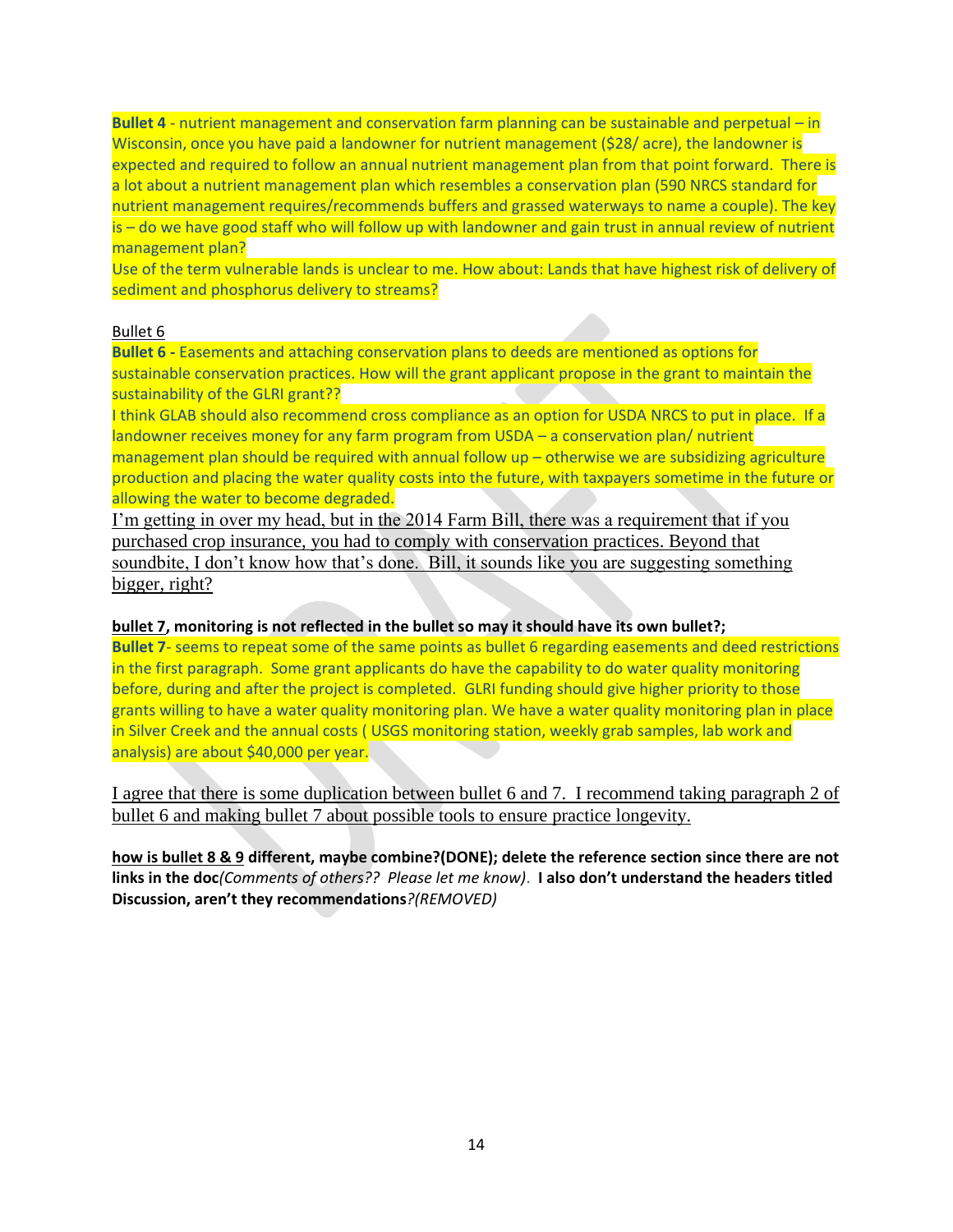**Bullet 4** - nutrient management and conservation farm planning can be sustainable and perpetual – in Wisconsin, once you have paid a landowner for nutrient management ($28/ acre), the landowner is expected and required to follow an annual nutrient management plan from that point forward. There is a lot about a nutrient management plan which resembles a conservation plan (590 NRCS standard for nutrient management requires/recommends buffers and grassed waterways to name a couple). The key is – do we have good staff who will follow up with landowner and gain trust in annual review of nutrient management plan?

Use of the term vulnerable lands is unclear to me. How about: Lands that have highest risk of delivery of sediment and phosphorus delivery to streams?

Bullet 6

**Bullet 6 -** Easements and attaching conservation plans to deeds are mentioned as options for sustainable conservation practices. How will the grant applicant propose in the grant to maintain the sustainability of the GLRI grant??

I think GLAB should also recommend cross compliance as an option for USDA NRCS to put in place. If a landowner receives money for any farm program from USDA – a conservation plan/ nutrient management plan should be required with annual follow up – otherwise we are subsidizing agriculture production and placing the water quality costs into the future, with taxpayers sometime in the future or allowing the water to become degraded.

I'm getting in over my head, but in the 2014 Farm Bill, there was a requirement that if you purchased crop insurance, you had to comply with conservation practices. Beyond that soundbite, I don't know how that's done. Bill, it sounds like you are suggesting something bigger, right?

**bullet 7, monitoring is not reflected in the bullet so may it should have its own bullet?;**

**Bullet 7**- seems to repeat some of the same points as bullet 6 regarding easements and deed restrictions in the first paragraph. Some grant applicants do have the capability to do water quality monitoring before, during and after the project is completed. GLRI funding should give higher priority to those grants willing to have a water quality monitoring plan. We have a water quality monitoring plan in place in Silver Creek and the annual costs ( USGS monitoring station, weekly grab samples, lab work and analysis) are about $40,000 per year.

I agree that there is some duplication between bullet 6 and 7. I recommend taking paragraph 2 of bullet 6 and making bullet 7 about possible tools to ensure practice longevity.

**how is bullet 8 & 9 different, maybe combine?(DONE); delete the reference section since there are not links in the doc***(Comments of others?? Please let me know)*. **I also don't understand the headers titled Discussion, aren't they recommendations***?(REMOVED)*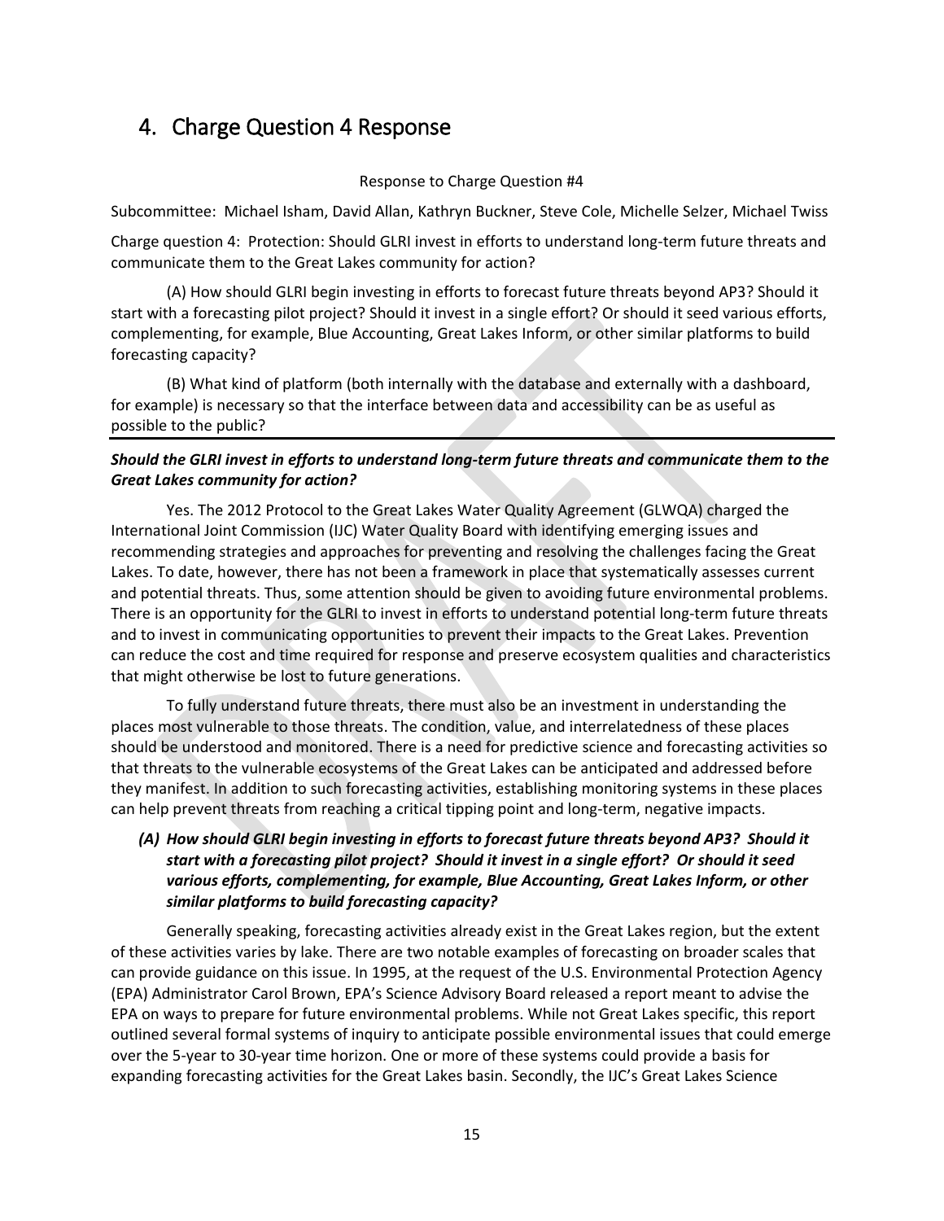# 4. Charge Question 4 Response

Response to Charge Question #4

Subcommittee: Michael Isham, David Allan, Kathryn Buckner, Steve Cole, Michelle Selzer, Michael Twiss

Charge question 4: Protection: Should GLRI invest in efforts to understand long-term future threats and communicate them to the Great Lakes community for action?

(A) How should GLRI begin investing in efforts to forecast future threats beyond AP3? Should it start with a forecasting pilot project? Should it invest in a single effort? Or should it seed various efforts, complementing, for example, Blue Accounting, Great Lakes Inform, or other similar platforms to build forecasting capacity?

(B) What kind of platform (both internally with the database and externally with a dashboard, for example) is necessary so that the interface between data and accessibility can be as useful as possible to the public?

---

***Should the GLRI invest in efforts to understand long-term future threats and communicate them to the Great Lakes community for action?***

Yes. The 2012 Protocol to the Great Lakes Water Quality Agreement (GLWQA) charged the International Joint Commission (IJC) Water Quality Board with identifying emerging issues and recommending strategies and approaches for preventing and resolving the challenges facing the Great Lakes. To date, however, there has not been a framework in place that systematically assesses current and potential threats. Thus, some attention should be given to avoiding future environmental problems. There is an opportunity for the GLRI to invest in efforts to understand potential long-term future threats and to invest in communicating opportunities to prevent their impacts to the Great Lakes. Prevention can reduce the cost and time required for response and preserve ecosystem qualities and characteristics that might otherwise be lost to future generations.

To fully understand future threats, there must also be an investment in understanding the places most vulnerable to those threats. The condition, value, and interrelatedness of these places should be understood and monitored. There is a need for predictive science and forecasting activities so that threats to the vulnerable ecosystems of the Great Lakes can be anticipated and addressed before they manifest. In addition to such forecasting activities, establishing monitoring systems in these places can help prevent threats from reaching a critical tipping point and long-term, negative impacts.

***(A) How should GLRI begin investing in efforts to forecast future threats beyond AP3? Should it start with a forecasting pilot project? Should it invest in a single effort? Or should it seed various efforts, complementing, for example, Blue Accounting, Great Lakes Inform, or other similar platforms to build forecasting capacity?***

Generally speaking, forecasting activities already exist in the Great Lakes region, but the extent of these activities varies by lake. There are two notable examples of forecasting on broader scales that can provide guidance on this issue. In 1995, at the request of the U.S. Environmental Protection Agency (EPA) Administrator Carol Brown, EPA's Science Advisory Board released a report meant to advise the EPA on ways to prepare for future environmental problems. While not Great Lakes specific, this report outlined several formal systems of inquiry to anticipate possible environmental issues that could emerge over the 5-year to 30-year time horizon. One or more of these systems could provide a basis for expanding forecasting activities for the Great Lakes basin. Secondly, the IJC's Great Lakes Science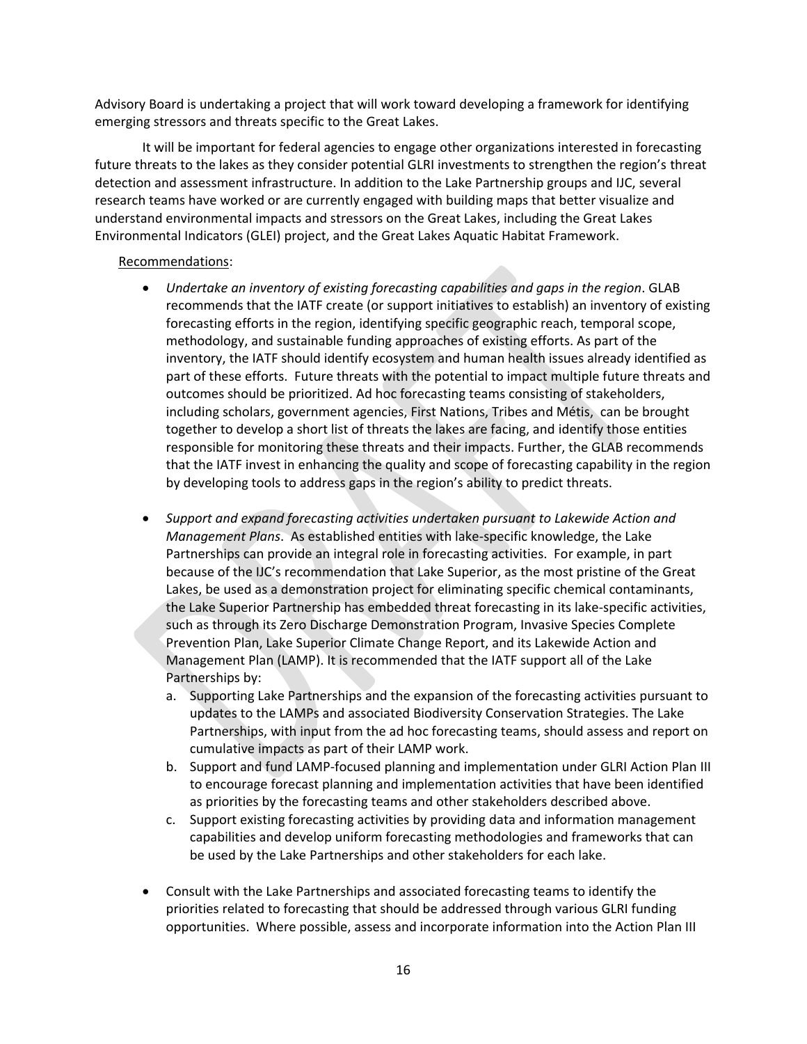Advisory Board is undertaking a project that will work toward developing a framework for identifying emerging stressors and threats specific to the Great Lakes.

It will be important for federal agencies to engage other organizations interested in forecasting future threats to the lakes as they consider potential GLRI investments to strengthen the region's threat detection and assessment infrastructure. In addition to the Lake Partnership groups and IJC, several research teams have worked or are currently engaged with building maps that better visualize and understand environmental impacts and stressors on the Great Lakes, including the Great Lakes Environmental Indicators (GLEI) project, and the Great Lakes Aquatic Habitat Framework.

Recommendations:

- *Undertake an inventory of existing forecasting capabilities and gaps in the region*. GLAB recommends that the IATF create (or support initiatives to establish) an inventory of existing forecasting efforts in the region, identifying specific geographic reach, temporal scope, methodology, and sustainable funding approaches of existing efforts. As part of the inventory, the IATF should identify ecosystem and human health issues already identified as part of these efforts. Future threats with the potential to impact multiple future threats and outcomes should be prioritized. Ad hoc forecasting teams consisting of stakeholders, including scholars, government agencies, First Nations, Tribes and Métis, can be brought together to develop a short list of threats the lakes are facing, and identify those entities responsible for monitoring these threats and their impacts. Further, the GLAB recommends that the IATF invest in enhancing the quality and scope of forecasting capability in the region by developing tools to address gaps in the region's ability to predict threats.

- *Support and expand forecasting activities undertaken pursuant to Lakewide Action and Management Plans*. As established entities with lake-specific knowledge, the Lake Partnerships can provide an integral role in forecasting activities. For example, in part because of the IJC's recommendation that Lake Superior, as the most pristine of the Great Lakes, be used as a demonstration project for eliminating specific chemical contaminants, the Lake Superior Partnership has embedded threat forecasting in its lake-specific activities, such as through its Zero Discharge Demonstration Program, Invasive Species Complete Prevention Plan, Lake Superior Climate Change Report, and its Lakewide Action and Management Plan (LAMP). It is recommended that the IATF support all of the Lake Partnerships by:
  a. Supporting Lake Partnerships and the expansion of the forecasting activities pursuant to updates to the LAMPs and associated Biodiversity Conservation Strategies. The Lake Partnerships, with input from the ad hoc forecasting teams, should assess and report on cumulative impacts as part of their LAMP work.
  b. Support and fund LAMP-focused planning and implementation under GLRI Action Plan III to encourage forecast planning and implementation activities that have been identified as priorities by the forecasting teams and other stakeholders described above.
  c. Support existing forecasting activities by providing data and information management capabilities and develop uniform forecasting methodologies and frameworks that can be used by the Lake Partnerships and other stakeholders for each lake.

- Consult with the Lake Partnerships and associated forecasting teams to identify the priorities related to forecasting that should be addressed through various GLRI funding opportunities. Where possible, assess and incorporate information into the Action Plan III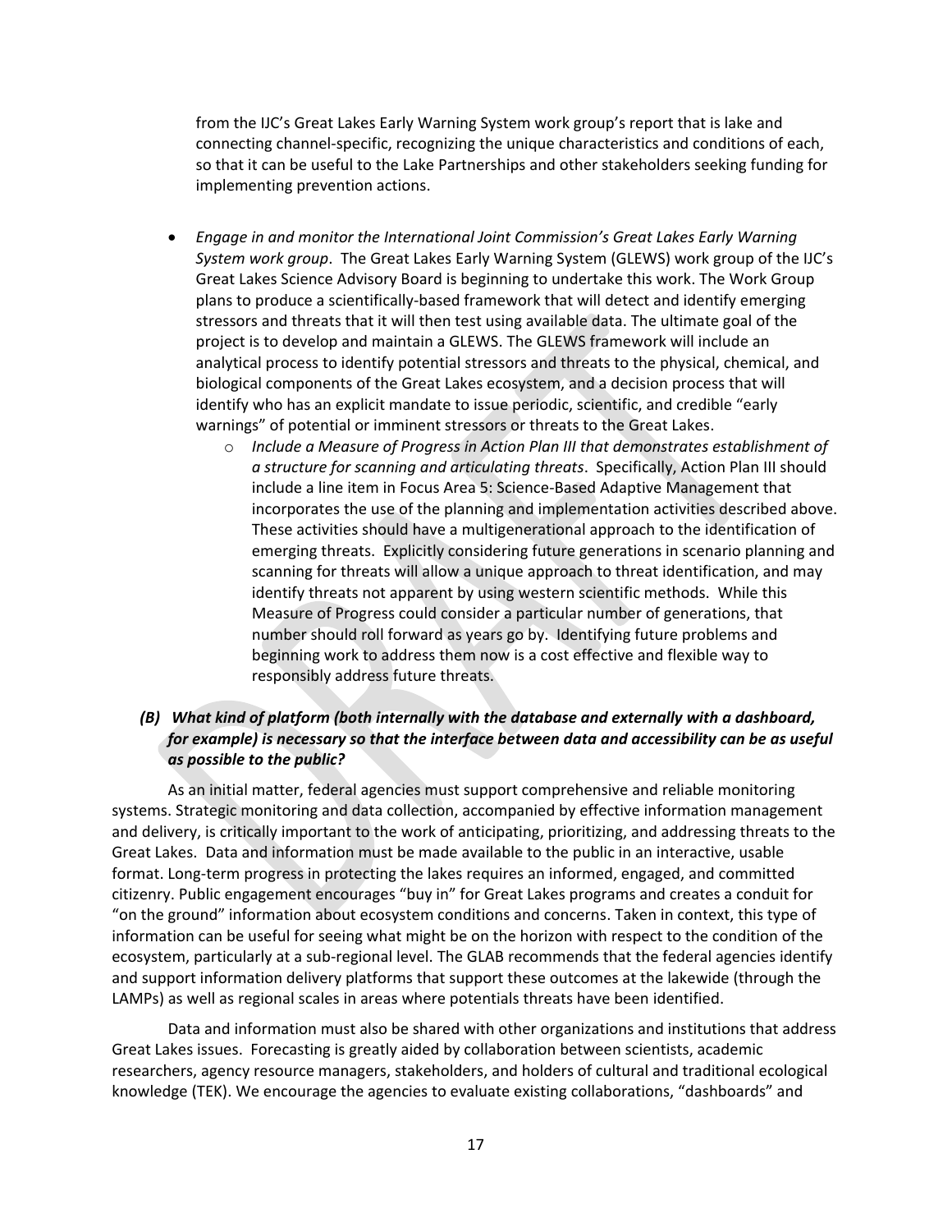from the IJC's Great Lakes Early Warning System work group's report that is lake and connecting channel-specific, recognizing the unique characteristics and conditions of each, so that it can be useful to the Lake Partnerships and other stakeholders seeking funding for implementing prevention actions.

- *Engage in and monitor the International Joint Commission's Great Lakes Early Warning System work group*. The Great Lakes Early Warning System (GLEWS) work group of the IJC's Great Lakes Science Advisory Board is beginning to undertake this work. The Work Group plans to produce a scientifically-based framework that will detect and identify emerging stressors and threats that it will then test using available data. The ultimate goal of the project is to develop and maintain a GLEWS. The GLEWS framework will include an analytical process to identify potential stressors and threats to the physical, chemical, and biological components of the Great Lakes ecosystem, and a decision process that will identify who has an explicit mandate to issue periodic, scientific, and credible "early warnings" of potential or imminent stressors or threats to the Great Lakes.
    - *Include a Measure of Progress in Action Plan III that demonstrates establishment of a structure for scanning and articulating threats*. Specifically, Action Plan III should include a line item in Focus Area 5: Science-Based Adaptive Management that incorporates the use of the planning and implementation activities described above. These activities should have a multigenerational approach to the identification of emerging threats. Explicitly considering future generations in scenario planning and scanning for threats will allow a unique approach to threat identification, and may identify threats not apparent by using western scientific methods. While this Measure of Progress could consider a particular number of generations, that number should roll forward as years go by. Identifying future problems and beginning work to address them now is a cost effective and flexible way to responsibly address future threats.

***(B) What kind of platform (both internally with the database and externally with a dashboard, for example) is necessary so that the interface between data and accessibility can be as useful as possible to the public?***

As an initial matter, federal agencies must support comprehensive and reliable monitoring systems. Strategic monitoring and data collection, accompanied by effective information management and delivery, is critically important to the work of anticipating, prioritizing, and addressing threats to the Great Lakes. Data and information must be made available to the public in an interactive, usable format. Long-term progress in protecting the lakes requires an informed, engaged, and committed citizenry. Public engagement encourages "buy in" for Great Lakes programs and creates a conduit for "on the ground" information about ecosystem conditions and concerns. Taken in context, this type of information can be useful for seeing what might be on the horizon with respect to the condition of the ecosystem, particularly at a sub-regional level. The GLAB recommends that the federal agencies identify and support information delivery platforms that support these outcomes at the lakewide (through the LAMPs) as well as regional scales in areas where potentials threats have been identified.

Data and information must also be shared with other organizations and institutions that address Great Lakes issues. Forecasting is greatly aided by collaboration between scientists, academic researchers, agency resource managers, stakeholders, and holders of cultural and traditional ecological knowledge (TEK). We encourage the agencies to evaluate existing collaborations, "dashboards" and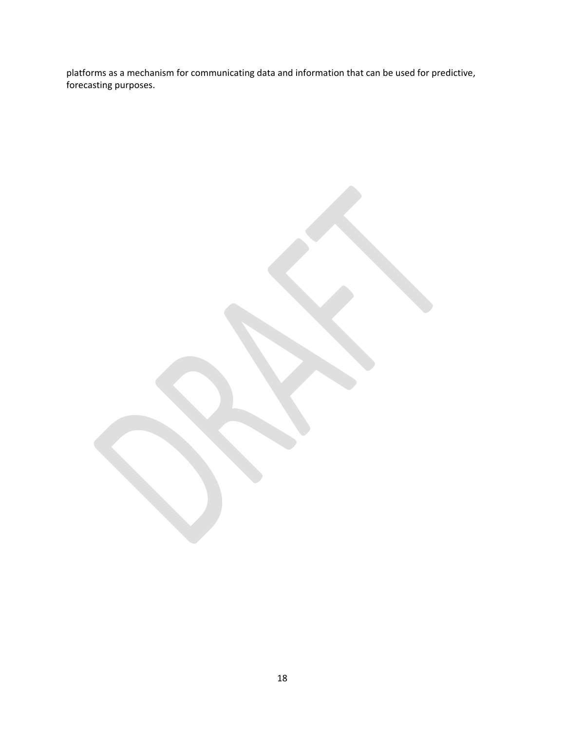platforms as a mechanism for communicating data and information that can be used for predictive, forecasting purposes.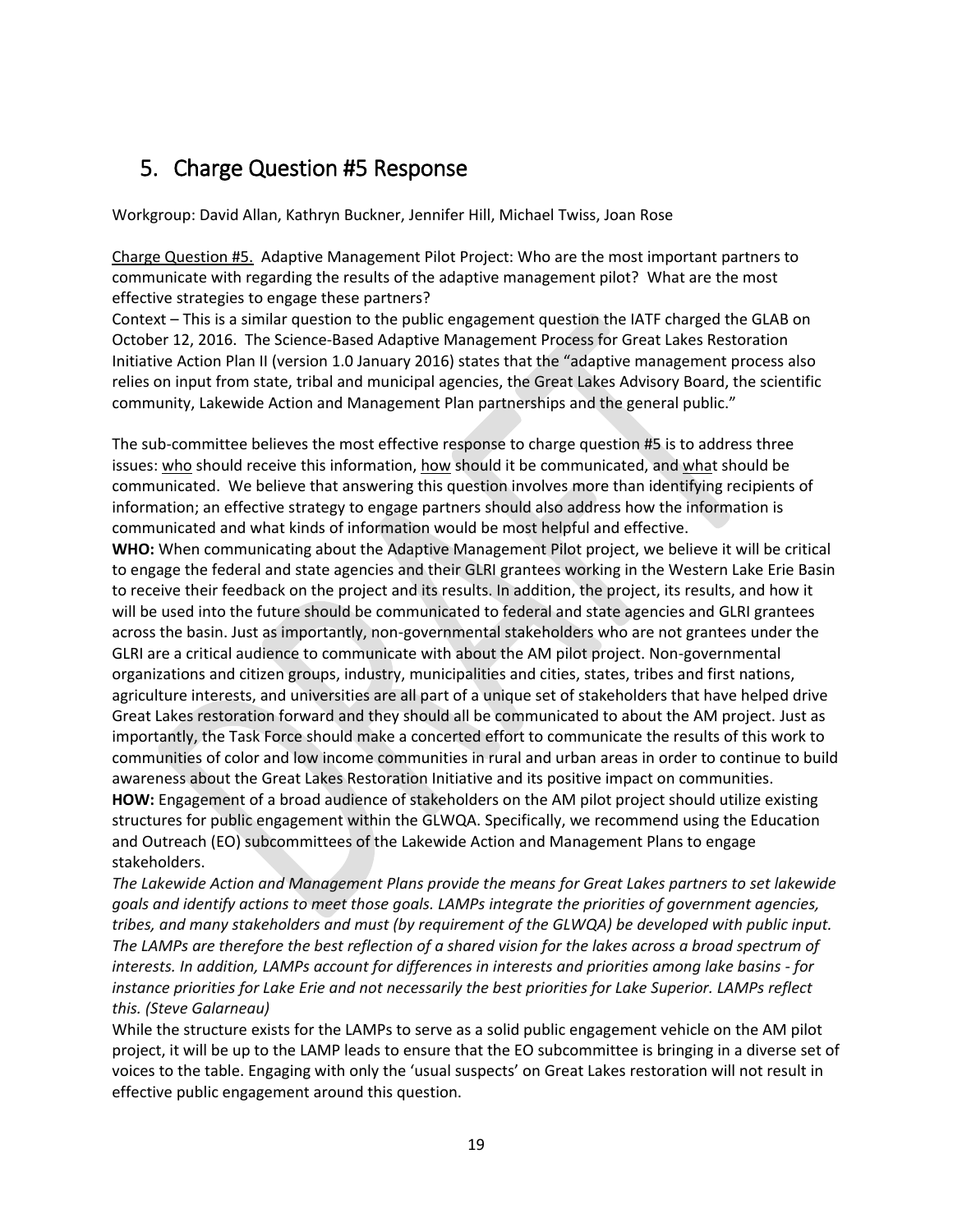## 5. Charge Question #5 Response

Workgroup: David Allan, Kathryn Buckner, Jennifer Hill, Michael Twiss, Joan Rose

Charge Question #5. Adaptive Management Pilot Project: Who are the most important partners to communicate with regarding the results of the adaptive management pilot? What are the most effective strategies to engage these partners?

Context – This is a similar question to the public engagement question the IATF charged the GLAB on October 12, 2016. The Science-Based Adaptive Management Process for Great Lakes Restoration Initiative Action Plan II (version 1.0 January 2016) states that the "adaptive management process also relies on input from state, tribal and municipal agencies, the Great Lakes Advisory Board, the scientific community, Lakewide Action and Management Plan partnerships and the general public."

The sub-committee believes the most effective response to charge question #5 is to address three issues: who should receive this information, how should it be communicated, and what should be communicated. We believe that answering this question involves more than identifying recipients of information; an effective strategy to engage partners should also address how the information is communicated and what kinds of information would be most helpful and effective.

**WHO:** When communicating about the Adaptive Management Pilot project, we believe it will be critical to engage the federal and state agencies and their GLRI grantees working in the Western Lake Erie Basin to receive their feedback on the project and its results. In addition, the project, its results, and how it will be used into the future should be communicated to federal and state agencies and GLRI grantees across the basin. Just as importantly, non-governmental stakeholders who are not grantees under the GLRI are a critical audience to communicate with about the AM pilot project. Non-governmental organizations and citizen groups, industry, municipalities and cities, states, tribes and first nations, agriculture interests, and universities are all part of a unique set of stakeholders that have helped drive Great Lakes restoration forward and they should all be communicated to about the AM project. Just as importantly, the Task Force should make a concerted effort to communicate the results of this work to communities of color and low income communities in rural and urban areas in order to continue to build awareness about the Great Lakes Restoration Initiative and its positive impact on communities.

**HOW:** Engagement of a broad audience of stakeholders on the AM pilot project should utilize existing structures for public engagement within the GLWQA. Specifically, we recommend using the Education and Outreach (EO) subcommittees of the Lakewide Action and Management Plans to engage stakeholders.

*The Lakewide Action and Management Plans provide the means for Great Lakes partners to set lakewide goals and identify actions to meet those goals. LAMPs integrate the priorities of government agencies, tribes, and many stakeholders and must (by requirement of the GLWQA) be developed with public input. The LAMPs are therefore the best reflection of a shared vision for the lakes across a broad spectrum of interests. In addition, LAMPs account for differences in interests and priorities among lake basins - for instance priorities for Lake Erie and not necessarily the best priorities for Lake Superior. LAMPs reflect this. (Steve Galarneau)*

While the structure exists for the LAMPs to serve as a solid public engagement vehicle on the AM pilot project, it will be up to the LAMP leads to ensure that the EO subcommittee is bringing in a diverse set of voices to the table. Engaging with only the 'usual suspects' on Great Lakes restoration will not result in effective public engagement around this question.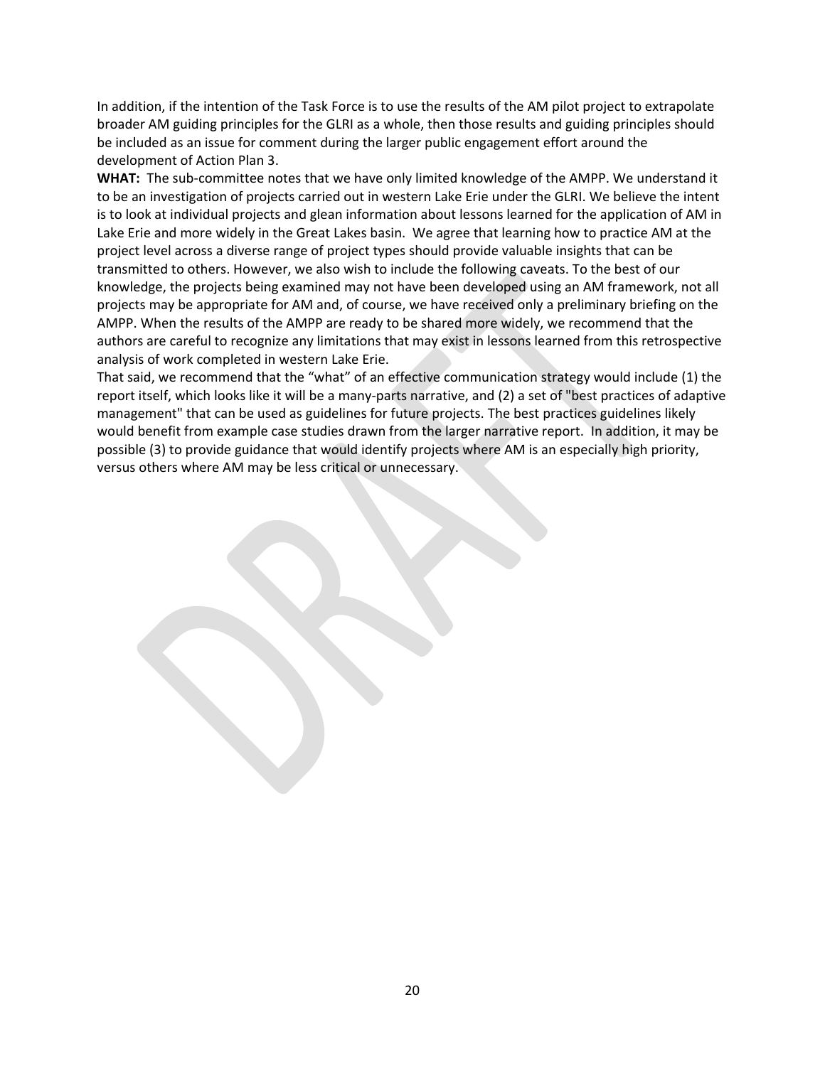In addition, if the intention of the Task Force is to use the results of the AM pilot project to extrapolate broader AM guiding principles for the GLRI as a whole, then those results and guiding principles should be included as an issue for comment during the larger public engagement effort around the development of Action Plan 3.

**WHAT:** The sub-committee notes that we have only limited knowledge of the AMPP. We understand it to be an investigation of projects carried out in western Lake Erie under the GLRI. We believe the intent is to look at individual projects and glean information about lessons learned for the application of AM in Lake Erie and more widely in the Great Lakes basin. We agree that learning how to practice AM at the project level across a diverse range of project types should provide valuable insights that can be transmitted to others. However, we also wish to include the following caveats. To the best of our knowledge, the projects being examined may not have been developed using an AM framework, not all projects may be appropriate for AM and, of course, we have received only a preliminary briefing on the AMPP. When the results of the AMPP are ready to be shared more widely, we recommend that the authors are careful to recognize any limitations that may exist in lessons learned from this retrospective analysis of work completed in western Lake Erie.

That said, we recommend that the "what" of an effective communication strategy would include (1) the report itself, which looks like it will be a many-parts narrative, and (2) a set of "best practices of adaptive management" that can be used as guidelines for future projects. The best practices guidelines likely would benefit from example case studies drawn from the larger narrative report. In addition, it may be possible (3) to provide guidance that would identify projects where AM is an especially high priority, versus others where AM may be less critical or unnecessary.